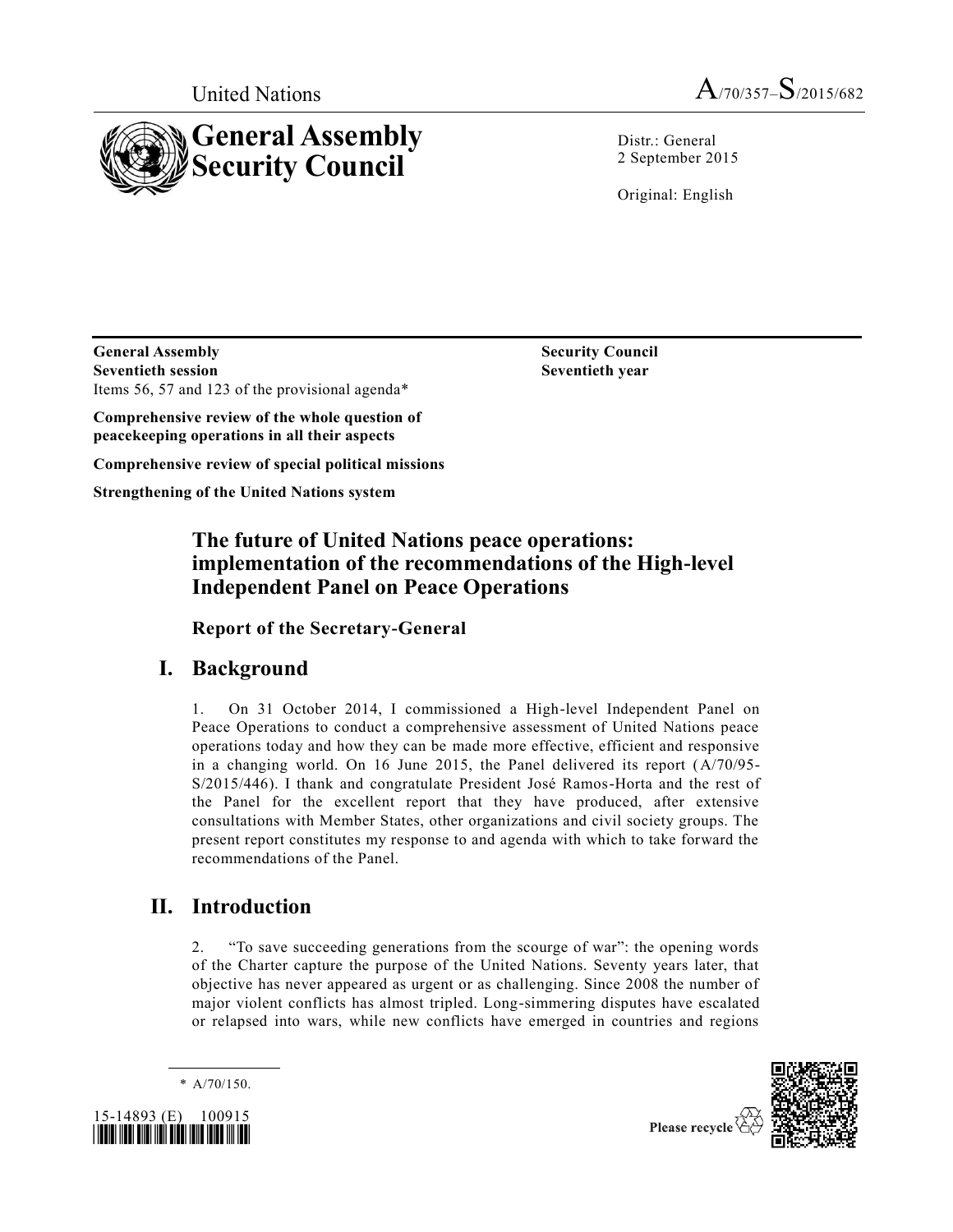United Nations

A/70/357–S/2015/682

# General Assembly Security Council

Distr.: General
2 September 2015

Original: English

**General Assembly**
**Seventieth session**
Items 56, 57 and 123 of the provisional agenda*

**Comprehensive review of the whole question of peacekeeping operations in all their aspects**

**Comprehensive review of special political missions**

**Strengthening of the United Nations system**

**Security Council**
**Seventieth year**

## The future of United Nations peace operations: implementation of the recommendations of the High-level Independent Panel on Peace Operations

### Report of the Secretary-General

## I. Background

1. On 31 October 2014, I commissioned a High-level Independent Panel on Peace Operations to conduct a comprehensive assessment of United Nations peace operations today and how they can be made more effective, efficient and responsive in a changing world. On 16 June 2015, the Panel delivered its report (A/70/95-S/2015/446). I thank and congratulate President José Ramos-Horta and the rest of the Panel for the excellent report that they have produced, after extensive consultations with Member States, other organizations and civil society groups. The present report constitutes my response to and agenda with which to take forward the recommendations of the Panel.

## II. Introduction

2. "To save succeeding generations from the scourge of war": the opening words of the Charter capture the purpose of the United Nations. Seventy years later, that objective has never appeared as urgent or as challenging. Since 2008 the number of major violent conflicts has almost tripled. Long-simmering disputes have escalated or relapsed into wars, while new conflicts have emerged in countries and regions

\* A/70/150.

15-14893 (E) 100915

Please recycle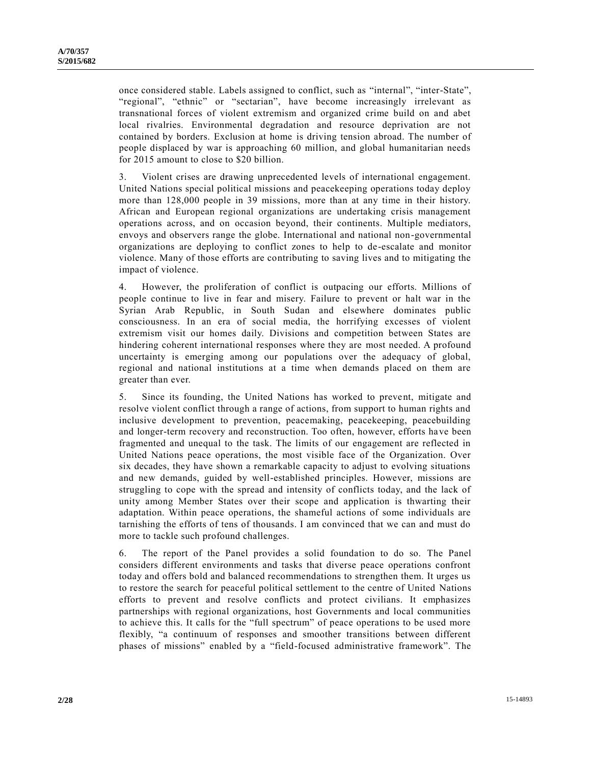once considered stable. Labels assigned to conflict, such as “internal”, “inter-State”, “regional”, “ethnic” or “sectarian”, have become increasingly irrelevant as transnational forces of violent extremism and organized crime build on and abet local rivalries. Environmental degradation and resource deprivation are not contained by borders. Exclusion at home is driving tension abroad. The number of people displaced by war is approaching 60 million, and global humanitarian needs for 2015 amount to close to $20 billion.

3. Violent crises are drawing unprecedented levels of international engagement. United Nations special political missions and peacekeeping operations today deploy more than 128,000 people in 39 missions, more than at any time in their history. African and European regional organizations are undertaking crisis management operations across, and on occasion beyond, their continents. Multiple mediators, envoys and observers range the globe. International and national non-governmental organizations are deploying to conflict zones to help to de-escalate and monitor violence. Many of those efforts are contributing to saving lives and to mitigating the impact of violence.

4. However, the proliferation of conflict is outpacing our efforts. Millions of people continue to live in fear and misery. Failure to prevent or halt war in the Syrian Arab Republic, in South Sudan and elsewhere dominates public consciousness. In an era of social media, the horrifying excesses of violent extremism visit our homes daily. Divisions and competition between States are hindering coherent international responses where they are most needed. A profound uncertainty is emerging among our populations over the adequacy of global, regional and national institutions at a time when demands placed on them are greater than ever.

5. Since its founding, the United Nations has worked to prevent, mitigate and resolve violent conflict through a range of actions, from support to human rights and inclusive development to prevention, peacemaking, peacekeeping, peacebuilding and longer-term recovery and reconstruction. Too often, however, efforts have been fragmented and unequal to the task. The limits of our engagement are reflected in United Nations peace operations, the most visible face of the Organization. Over six decades, they have shown a remarkable capacity to adjust to evolving situations and new demands, guided by well-established principles. However, missions are struggling to cope with the spread and intensity of conflicts today, and the lack of unity among Member States over their scope and application is thwarting their adaptation. Within peace operations, the shameful actions of some individuals are tarnishing the efforts of tens of thousands. I am convinced that we can and must do more to tackle such profound challenges.

6. The report of the Panel provides a solid foundation to do so. The Panel considers different environments and tasks that diverse peace operations confront today and offers bold and balanced recommendations to strengthen them. It urges us to restore the search for peaceful political settlement to the centre of United Nations efforts to prevent and resolve conflicts and protect civilians. It emphasizes partnerships with regional organizations, host Governments and local communities to achieve this. It calls for the “full spectrum” of peace operations to be used more flexibly, “a continuum of responses and smoother transitions between different phases of missions” enabled by a “field-focused administrative framework”. The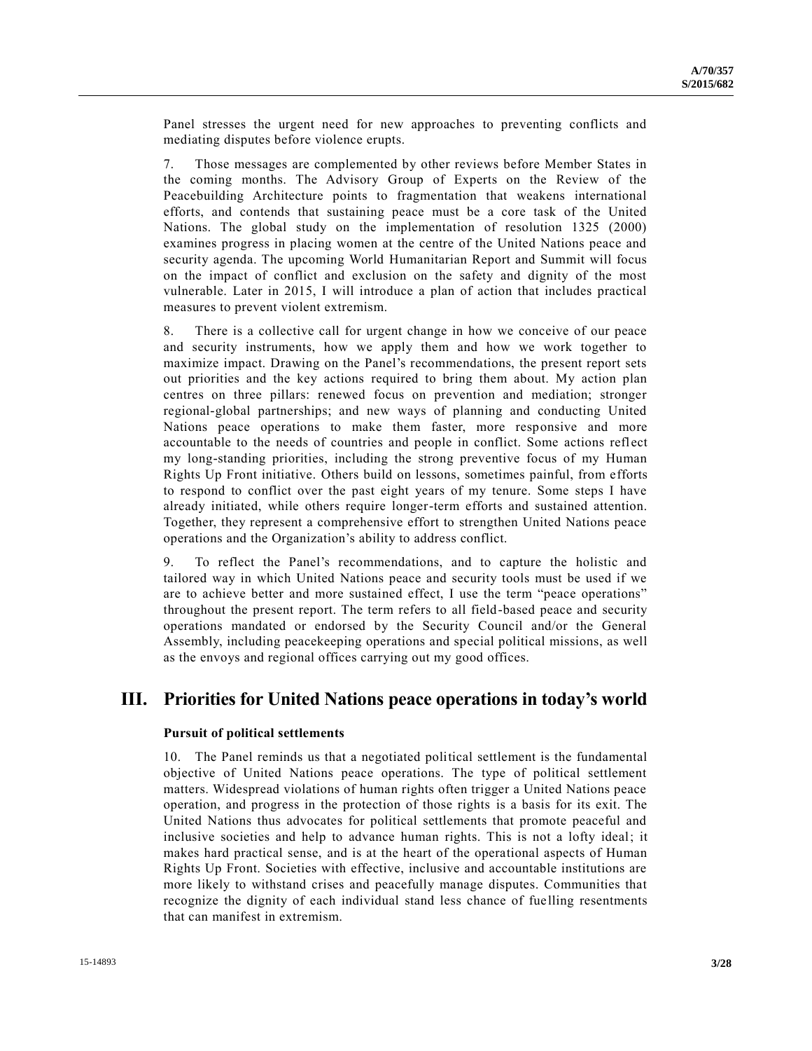Panel stresses the urgent need for new approaches to preventing conflicts and mediating disputes before violence erupts.

7. Those messages are complemented by other reviews before Member States in the coming months. The Advisory Group of Experts on the Review of the Peacebuilding Architecture points to fragmentation that weakens international efforts, and contends that sustaining peace must be a core task of the United Nations. The global study on the implementation of resolution 1325 (2000) examines progress in placing women at the centre of the United Nations peace and security agenda. The upcoming World Humanitarian Report and Summit will focus on the impact of conflict and exclusion on the safety and dignity of the most vulnerable. Later in 2015, I will introduce a plan of action that includes practical measures to prevent violent extremism.

8. There is a collective call for urgent change in how we conceive of our peace and security instruments, how we apply them and how we work together to maximize impact. Drawing on the Panel's recommendations, the present report sets out priorities and the key actions required to bring them about. My action plan centres on three pillars: renewed focus on prevention and mediation; stronger regional-global partnerships; and new ways of planning and conducting United Nations peace operations to make them faster, more responsive and more accountable to the needs of countries and people in conflict. Some actions reflect my long-standing priorities, including the strong preventive focus of my Human Rights Up Front initiative. Others build on lessons, sometimes painful, from efforts to respond to conflict over the past eight years of my tenure. Some steps I have already initiated, while others require longer-term efforts and sustained attention. Together, they represent a comprehensive effort to strengthen United Nations peace operations and the Organization's ability to address conflict.

9. To reflect the Panel's recommendations, and to capture the holistic and tailored way in which United Nations peace and security tools must be used if we are to achieve better and more sustained effect, I use the term "peace operations" throughout the present report. The term refers to all field-based peace and security operations mandated or endorsed by the Security Council and/or the General Assembly, including peacekeeping operations and special political missions, as well as the envoys and regional offices carrying out my good offices.

## III. Priorities for United Nations peace operations in today's world

### Pursuit of political settlements

10. The Panel reminds us that a negotiated political settlement is the fundamental objective of United Nations peace operations. The type of political settlement matters. Widespread violations of human rights often trigger a United Nations peace operation, and progress in the protection of those rights is a basis for its exit. The United Nations thus advocates for political settlements that promote peaceful and inclusive societies and help to advance human rights. This is not a lofty ideal; it makes hard practical sense, and is at the heart of the operational aspects of Human Rights Up Front. Societies with effective, inclusive and accountable institutions are more likely to withstand crises and peacefully manage disputes. Communities that recognize the dignity of each individual stand less chance of fuelling resentments that can manifest in extremism.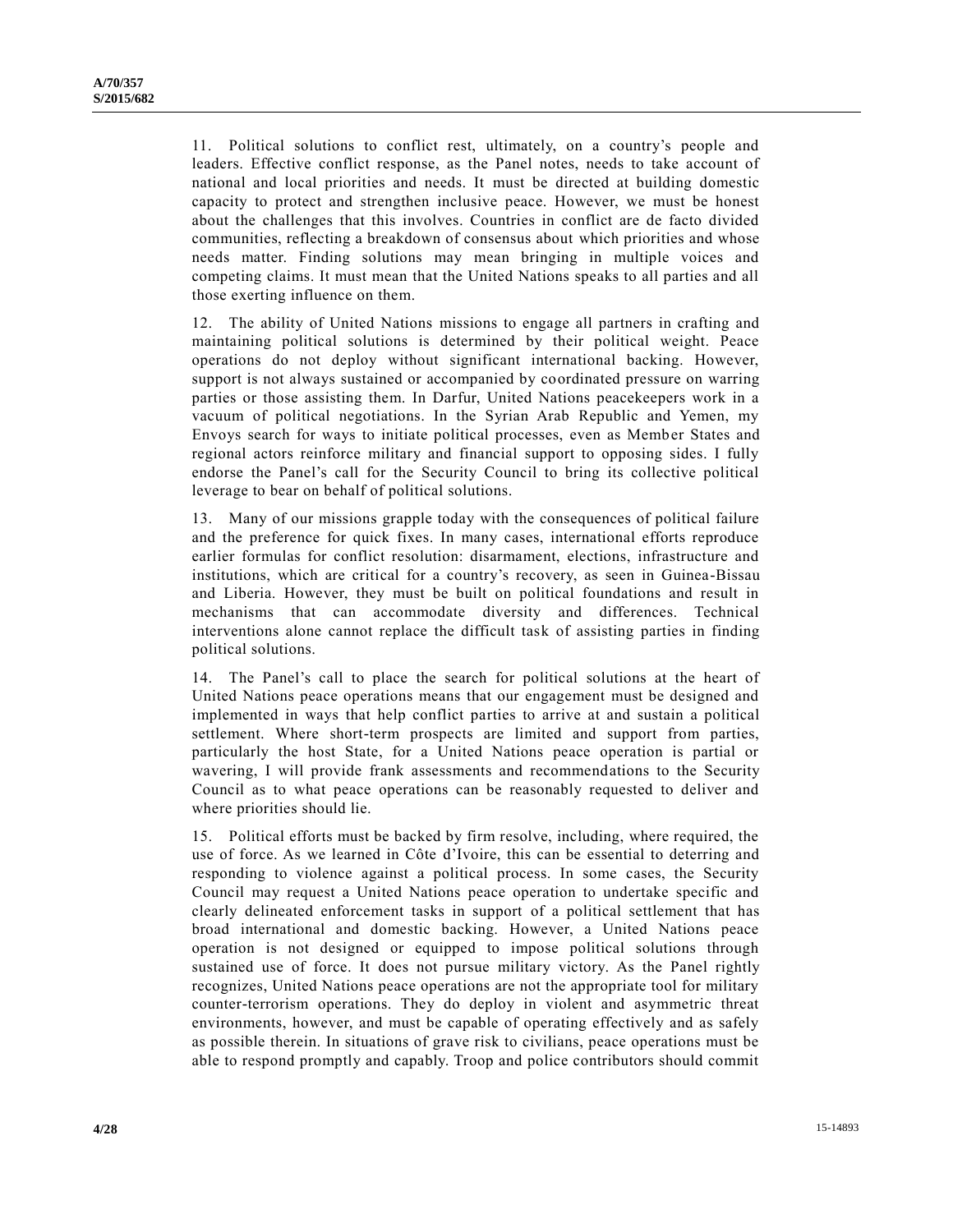11. Political solutions to conflict rest, ultimately, on a country's people and leaders. Effective conflict response, as the Panel notes, needs to take account of national and local priorities and needs. It must be directed at building domestic capacity to protect and strengthen inclusive peace. However, we must be honest about the challenges that this involves. Countries in conflict are de facto divided communities, reflecting a breakdown of consensus about which priorities and whose needs matter. Finding solutions may mean bringing in multiple voices and competing claims. It must mean that the United Nations speaks to all parties and all those exerting influence on them.

12. The ability of United Nations missions to engage all partners in crafting and maintaining political solutions is determined by their political weight. Peace operations do not deploy without significant international backing. However, support is not always sustained or accompanied by coordinated pressure on warring parties or those assisting them. In Darfur, United Nations peacekeepers work in a vacuum of political negotiations. In the Syrian Arab Republic and Yemen, my Envoys search for ways to initiate political processes, even as Member States and regional actors reinforce military and financial support to opposing sides. I fully endorse the Panel's call for the Security Council to bring its collective political leverage to bear on behalf of political solutions.

13. Many of our missions grapple today with the consequences of political failure and the preference for quick fixes. In many cases, international efforts reproduce earlier formulas for conflict resolution: disarmament, elections, infrastructure and institutions, which are critical for a country's recovery, as seen in Guinea-Bissau and Liberia. However, they must be built on political foundations and result in mechanisms that can accommodate diversity and differences. Technical interventions alone cannot replace the difficult task of assisting parties in finding political solutions.

14. The Panel's call to place the search for political solutions at the heart of United Nations peace operations means that our engagement must be designed and implemented in ways that help conflict parties to arrive at and sustain a political settlement. Where short-term prospects are limited and support from parties, particularly the host State, for a United Nations peace operation is partial or wavering, I will provide frank assessments and recommendations to the Security Council as to what peace operations can be reasonably requested to deliver and where priorities should lie.

15. Political efforts must be backed by firm resolve, including, where required, the use of force. As we learned in Côte d'Ivoire, this can be essential to deterring and responding to violence against a political process. In some cases, the Security Council may request a United Nations peace operation to undertake specific and clearly delineated enforcement tasks in support of a political settlement that has broad international and domestic backing. However, a United Nations peace operation is not designed or equipped to impose political solutions through sustained use of force. It does not pursue military victory. As the Panel rightly recognizes, United Nations peace operations are not the appropriate tool for military counter-terrorism operations. They do deploy in violent and asymmetric threat environments, however, and must be capable of operating effectively and as safely as possible therein. In situations of grave risk to civilians, peace operations must be able to respond promptly and capably. Troop and police contributors should commit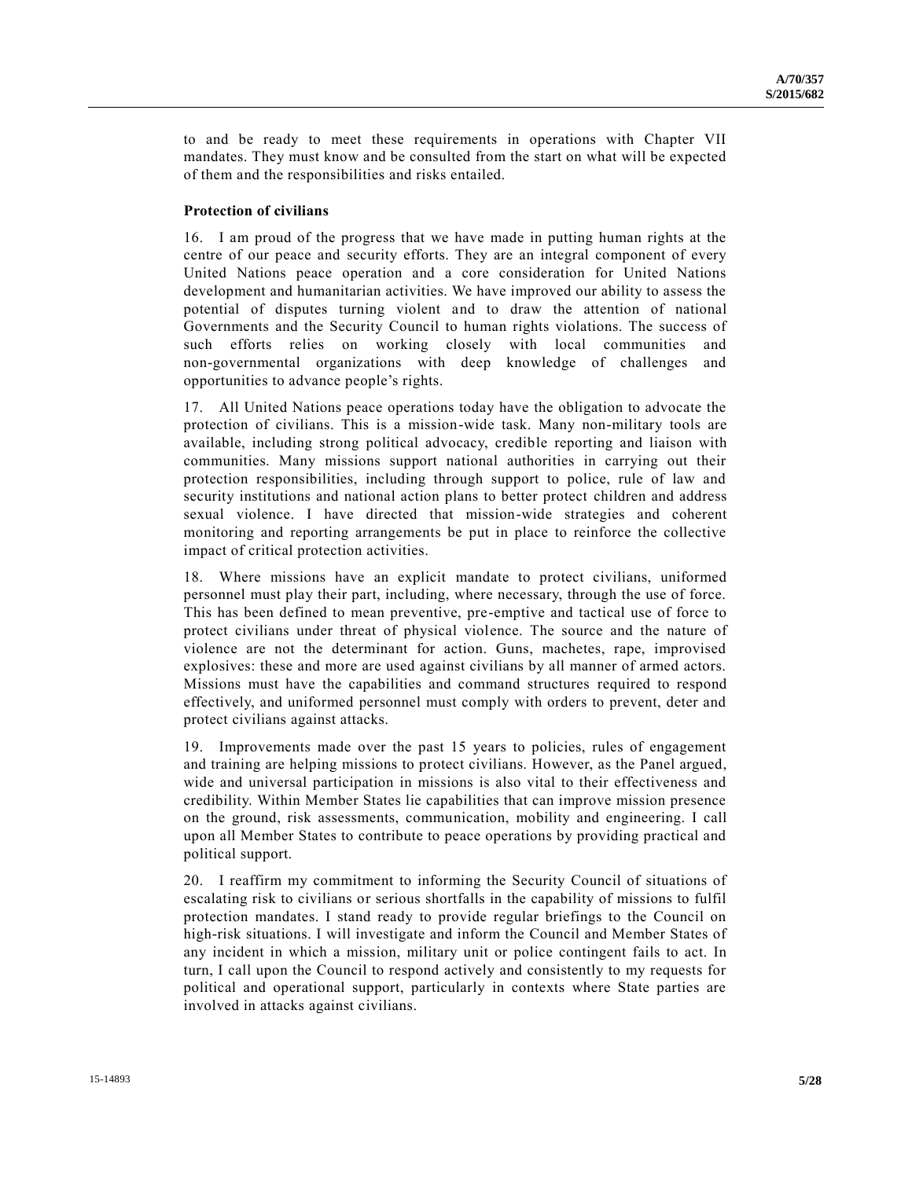to and be ready to meet these requirements in operations with Chapter VII mandates. They must know and be consulted from the start on what will be expected of them and the responsibilities and risks entailed.

**Protection of civilians**

16. I am proud of the progress that we have made in putting human rights at the centre of our peace and security efforts. They are an integral component of every United Nations peace operation and a core consideration for United Nations development and humanitarian activities. We have improved our ability to assess the potential of disputes turning violent and to draw the attention of national Governments and the Security Council to human rights violations. The success of such efforts relies on working closely with local communities and non-governmental organizations with deep knowledge of challenges and opportunities to advance people's rights.

17. All United Nations peace operations today have the obligation to advocate the protection of civilians. This is a mission-wide task. Many non-military tools are available, including strong political advocacy, credible reporting and liaison with communities. Many missions support national authorities in carrying out their protection responsibilities, including through support to police, rule of law and security institutions and national action plans to better protect children and address sexual violence. I have directed that mission-wide strategies and coherent monitoring and reporting arrangements be put in place to reinforce the collective impact of critical protection activities.

18. Where missions have an explicit mandate to protect civilians, uniformed personnel must play their part, including, where necessary, through the use of force. This has been defined to mean preventive, pre-emptive and tactical use of force to protect civilians under threat of physical violence. The source and the nature of violence are not the determinant for action. Guns, machetes, rape, improvised explosives: these and more are used against civilians by all manner of armed actors. Missions must have the capabilities and command structures required to respond effectively, and uniformed personnel must comply with orders to prevent, deter and protect civilians against attacks.

19. Improvements made over the past 15 years to policies, rules of engagement and training are helping missions to protect civilians. However, as the Panel argued, wide and universal participation in missions is also vital to their effectiveness and credibility. Within Member States lie capabilities that can improve mission presence on the ground, risk assessments, communication, mobility and engineering. I call upon all Member States to contribute to peace operations by providing practical and political support.

20. I reaffirm my commitment to informing the Security Council of situations of escalating risk to civilians or serious shortfalls in the capability of missions to fulfil protection mandates. I stand ready to provide regular briefings to the Council on high-risk situations. I will investigate and inform the Council and Member States of any incident in which a mission, military unit or police contingent fails to act. In turn, I call upon the Council to respond actively and consistently to my requests for political and operational support, particularly in contexts where State parties are involved in attacks against civilians.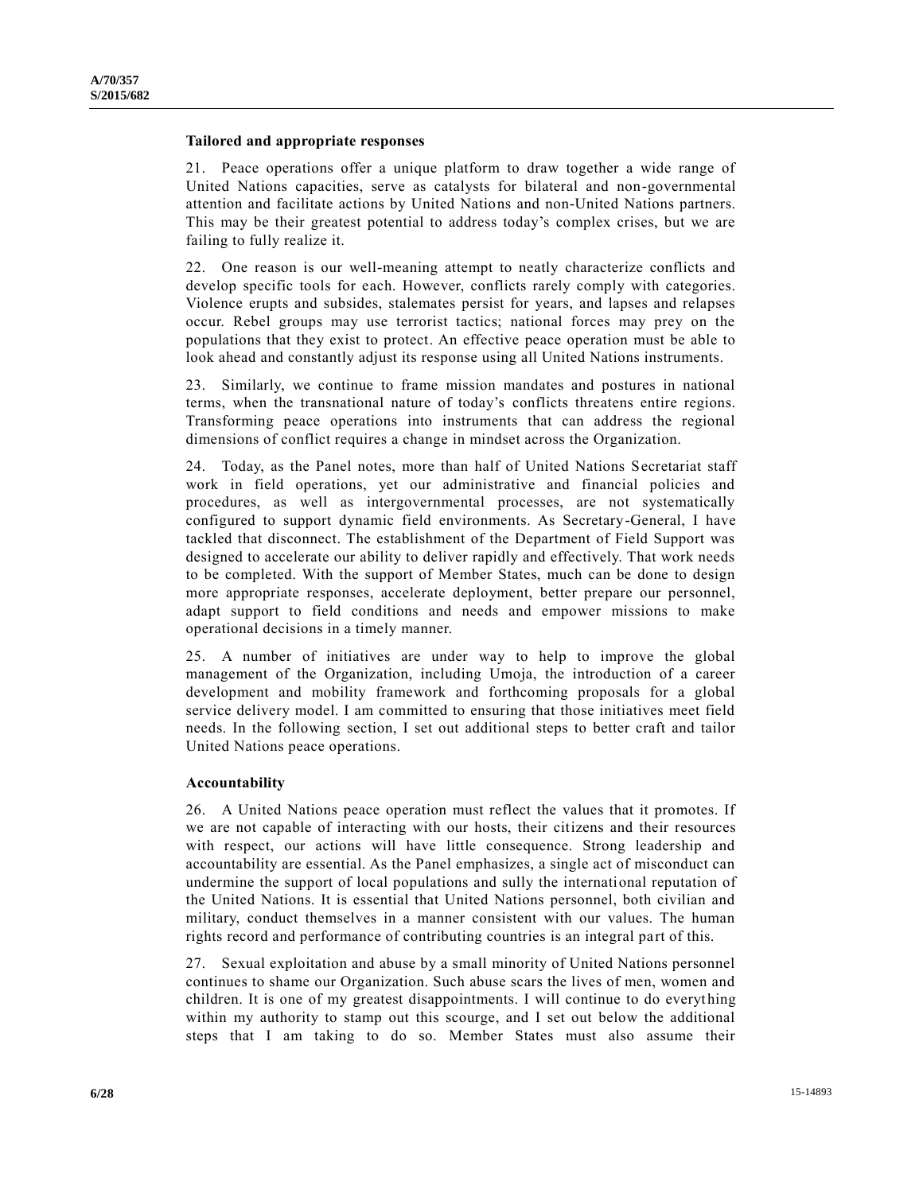**Tailored and appropriate responses**

21. Peace operations offer a unique platform to draw together a wide range of United Nations capacities, serve as catalysts for bilateral and non-governmental attention and facilitate actions by United Nations and non-United Nations partners. This may be their greatest potential to address today's complex crises, but we are failing to fully realize it.

22. One reason is our well-meaning attempt to neatly characterize conflicts and develop specific tools for each. However, conflicts rarely comply with categories. Violence erupts and subsides, stalemates persist for years, and lapses and relapses occur. Rebel groups may use terrorist tactics; national forces may prey on the populations that they exist to protect. An effective peace operation must be able to look ahead and constantly adjust its response using all United Nations instruments.

23. Similarly, we continue to frame mission mandates and postures in national terms, when the transnational nature of today's conflicts threatens entire regions. Transforming peace operations into instruments that can address the regional dimensions of conflict requires a change in mindset across the Organization.

24. Today, as the Panel notes, more than half of United Nations Secretariat staff work in field operations, yet our administrative and financial policies and procedures, as well as intergovernmental processes, are not systematically configured to support dynamic field environments. As Secretary-General, I have tackled that disconnect. The establishment of the Department of Field Support was designed to accelerate our ability to deliver rapidly and effectively. That work needs to be completed. With the support of Member States, much can be done to design more appropriate responses, accelerate deployment, better prepare our personnel, adapt support to field conditions and needs and empower missions to make operational decisions in a timely manner.

25. A number of initiatives are under way to help to improve the global management of the Organization, including Umoja, the introduction of a career development and mobility framework and forthcoming proposals for a global service delivery model. I am committed to ensuring that those initiatives meet field needs. In the following section, I set out additional steps to better craft and tailor United Nations peace operations.

**Accountability**

26. A United Nations peace operation must reflect the values that it promotes. If we are not capable of interacting with our hosts, their citizens and their resources with respect, our actions will have little consequence. Strong leadership and accountability are essential. As the Panel emphasizes, a single act of misconduct can undermine the support of local populations and sully the international reputation of the United Nations. It is essential that United Nations personnel, both civilian and military, conduct themselves in a manner consistent with our values. The human rights record and performance of contributing countries is an integral part of this.

27. Sexual exploitation and abuse by a small minority of United Nations personnel continues to shame our Organization. Such abuse scars the lives of men, women and children. It is one of my greatest disappointments. I will continue to do everything within my authority to stamp out this scourge, and I set out below the additional steps that I am taking to do so. Member States must also assume their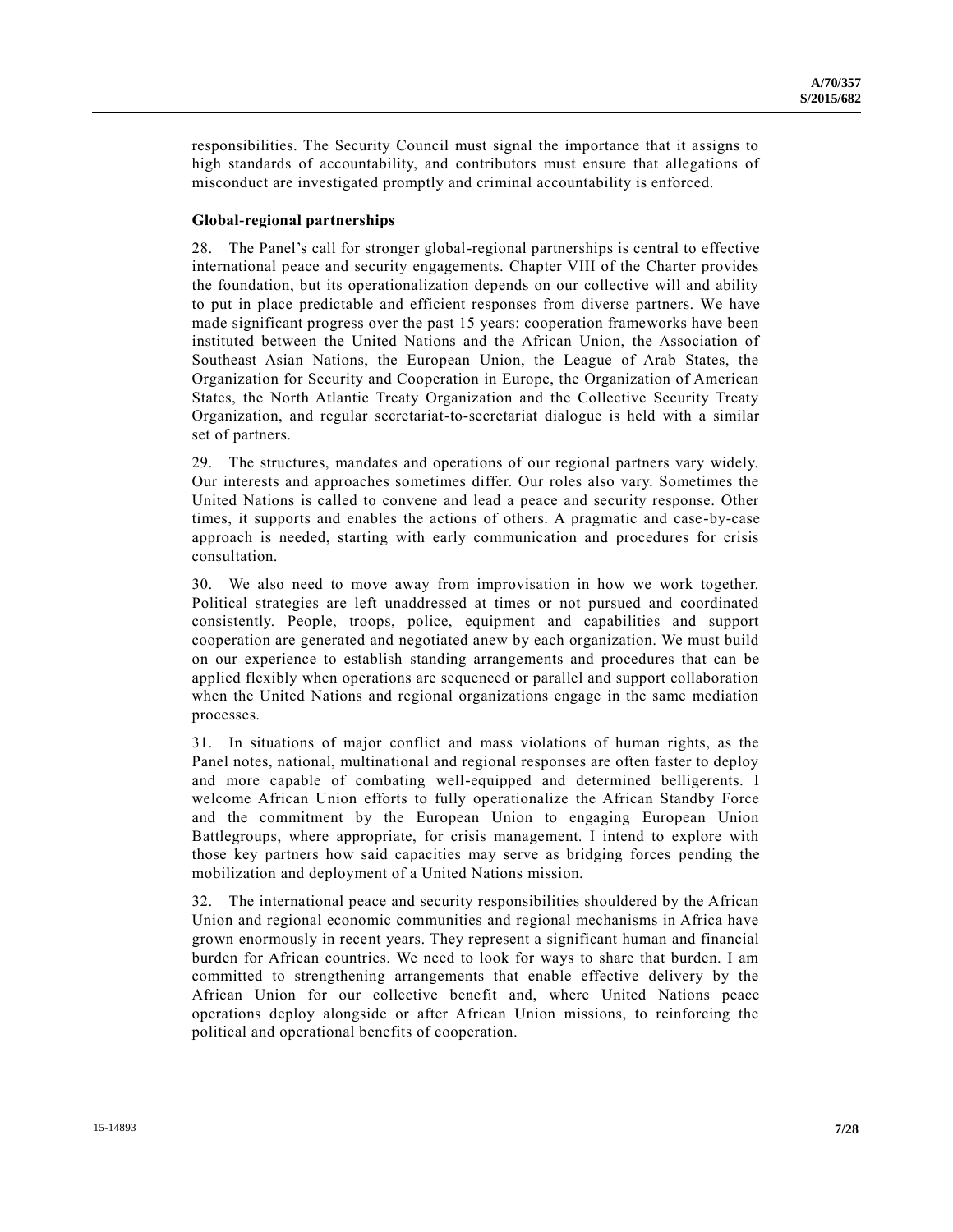responsibilities. The Security Council must signal the importance that it assigns to high standards of accountability, and contributors must ensure that allegations of misconduct are investigated promptly and criminal accountability is enforced.

### Global-regional partnerships

28. The Panel's call for stronger global-regional partnerships is central to effective international peace and security engagements. Chapter VIII of the Charter provides the foundation, but its operationalization depends on our collective will and ability to put in place predictable and efficient responses from diverse partners. We have made significant progress over the past 15 years: cooperation frameworks have been instituted between the United Nations and the African Union, the Association of Southeast Asian Nations, the European Union, the League of Arab States, the Organization for Security and Cooperation in Europe, the Organization of American States, the North Atlantic Treaty Organization and the Collective Security Treaty Organization, and regular secretariat-to-secretariat dialogue is held with a similar set of partners.

29. The structures, mandates and operations of our regional partners vary widely. Our interests and approaches sometimes differ. Our roles also vary. Sometimes the United Nations is called to convene and lead a peace and security response. Other times, it supports and enables the actions of others. A pragmatic and case-by-case approach is needed, starting with early communication and procedures for crisis consultation.

30. We also need to move away from improvisation in how we work together. Political strategies are left unaddressed at times or not pursued and coordinated consistently. People, troops, police, equipment and capabilities and support cooperation are generated and negotiated anew by each organization. We must build on our experience to establish standing arrangements and procedures that can be applied flexibly when operations are sequenced or parallel and support collaboration when the United Nations and regional organizations engage in the same mediation processes.

31. In situations of major conflict and mass violations of human rights, as the Panel notes, national, multinational and regional responses are often faster to deploy and more capable of combating well-equipped and determined belligerents. I welcome African Union efforts to fully operationalize the African Standby Force and the commitment by the European Union to engaging European Union Battlegroups, where appropriate, for crisis management. I intend to explore with those key partners how said capacities may serve as bridging forces pending the mobilization and deployment of a United Nations mission.

32. The international peace and security responsibilities shouldered by the African Union and regional economic communities and regional mechanisms in Africa have grown enormously in recent years. They represent a significant human and financial burden for African countries. We need to look for ways to share that burden. I am committed to strengthening arrangements that enable effective delivery by the African Union for our collective benefit and, where United Nations peace operations deploy alongside or after African Union missions, to reinforcing the political and operational benefits of cooperation.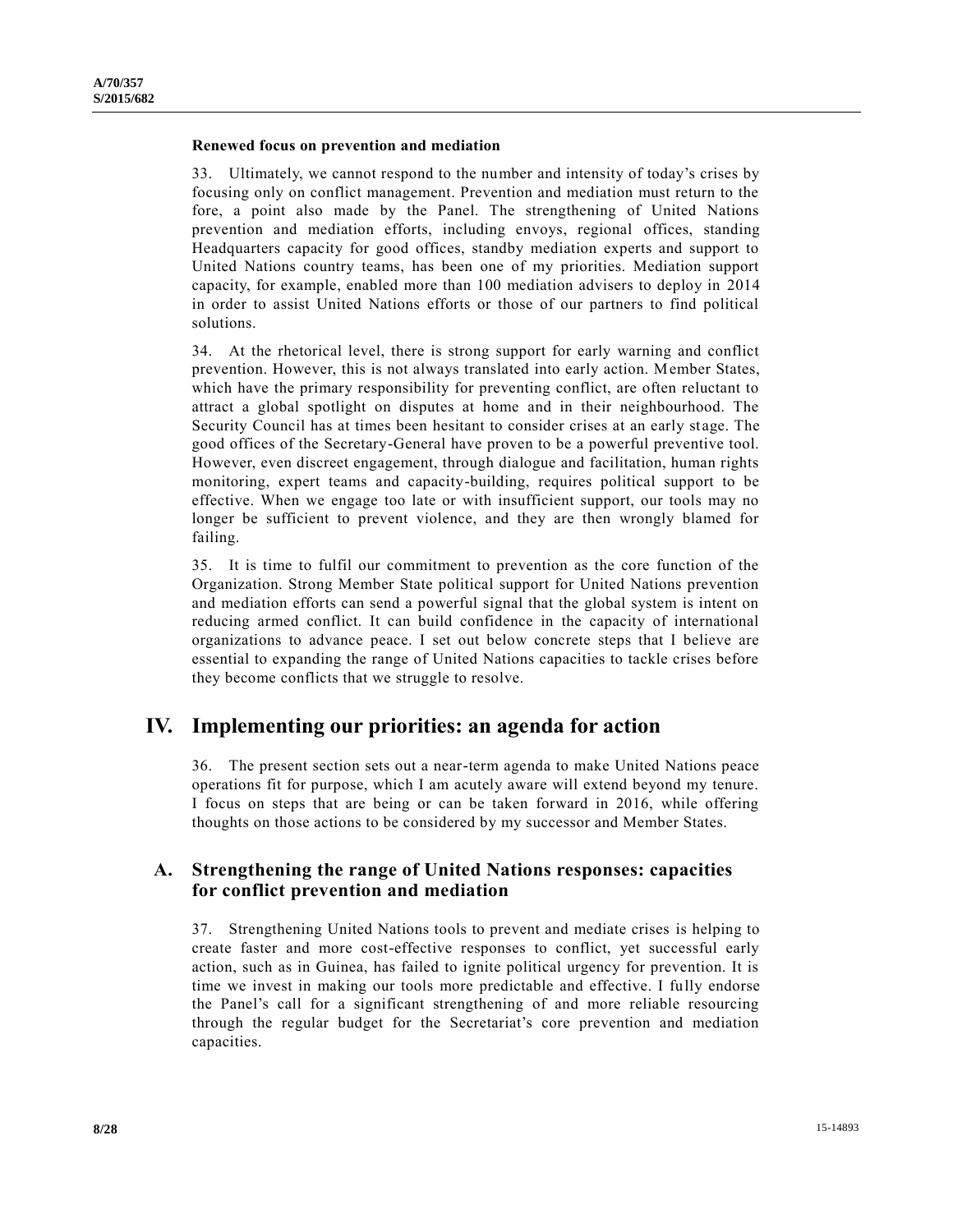### Renewed focus on prevention and mediation

33. Ultimately, we cannot respond to the number and intensity of today's crises by focusing only on conflict management. Prevention and mediation must return to the fore, a point also made by the Panel. The strengthening of United Nations prevention and mediation efforts, including envoys, regional offices, standing Headquarters capacity for good offices, standby mediation experts and support to United Nations country teams, has been one of my priorities. Mediation support capacity, for example, enabled more than 100 mediation advisers to deploy in 2014 in order to assist United Nations efforts or those of our partners to find political solutions.

34. At the rhetorical level, there is strong support for early warning and conflict prevention. However, this is not always translated into early action. Member States, which have the primary responsibility for preventing conflict, are often reluctant to attract a global spotlight on disputes at home and in their neighbourhood. The Security Council has at times been hesitant to consider crises at an early stage. The good offices of the Secretary-General have proven to be a powerful preventive tool. However, even discreet engagement, through dialogue and facilitation, human rights monitoring, expert teams and capacity-building, requires political support to be effective. When we engage too late or with insufficient support, our tools may no longer be sufficient to prevent violence, and they are then wrongly blamed for failing.

35. It is time to fulfil our commitment to prevention as the core function of the Organization. Strong Member State political support for United Nations prevention and mediation efforts can send a powerful signal that the global system is intent on reducing armed conflict. It can build confidence in the capacity of international organizations to advance peace. I set out below concrete steps that I believe are essential to expanding the range of United Nations capacities to tackle crises before they become conflicts that we struggle to resolve.

# IV. Implementing our priorities: an agenda for action

36. The present section sets out a near-term agenda to make United Nations peace operations fit for purpose, which I am acutely aware will extend beyond my tenure. I focus on steps that are being or can be taken forward in 2016, while offering thoughts on those actions to be considered by my successor and Member States.

## A. Strengthening the range of United Nations responses: capacities for conflict prevention and mediation

37. Strengthening United Nations tools to prevent and mediate crises is helping to create faster and more cost-effective responses to conflict, yet successful early action, such as in Guinea, has failed to ignite political urgency for prevention. It is time we invest in making our tools more predictable and effective. I fully endorse the Panel's call for a significant strengthening of and more reliable resourcing through the regular budget for the Secretariat's core prevention and mediation capacities.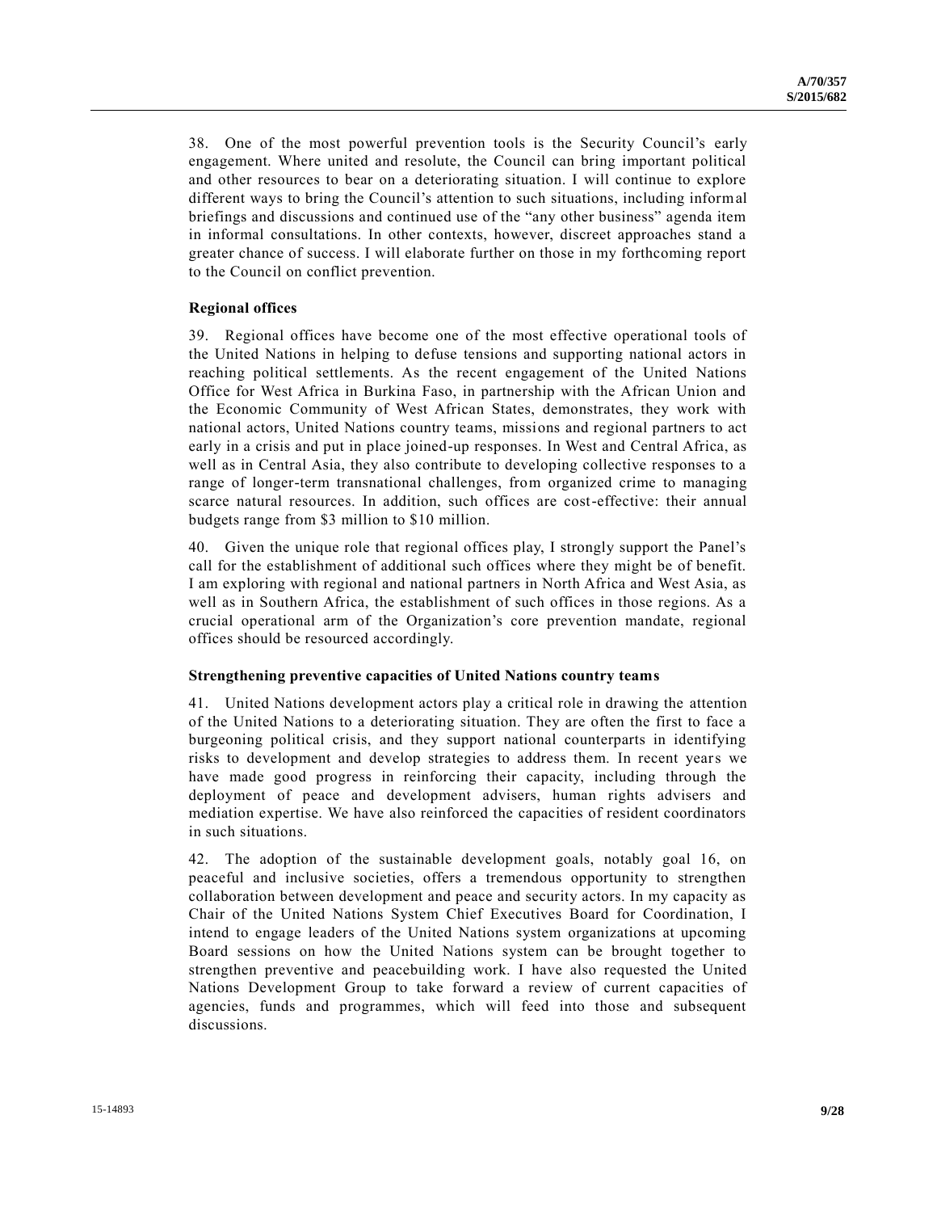38. One of the most powerful prevention tools is the Security Council's early engagement. Where united and resolute, the Council can bring important political and other resources to bear on a deteriorating situation. I will continue to explore different ways to bring the Council's attention to such situations, including informal briefings and discussions and continued use of the "any other business" agenda item in informal consultations. In other contexts, however, discreet approaches stand a greater chance of success. I will elaborate further on those in my forthcoming report to the Council on conflict prevention.

**Regional offices**

39. Regional offices have become one of the most effective operational tools of the United Nations in helping to defuse tensions and supporting national actors in reaching political settlements. As the recent engagement of the United Nations Office for West Africa in Burkina Faso, in partnership with the African Union and the Economic Community of West African States, demonstrates, they work with national actors, United Nations country teams, missions and regional partners to act early in a crisis and put in place joined-up responses. In West and Central Africa, as well as in Central Asia, they also contribute to developing collective responses to a range of longer-term transnational challenges, from organized crime to managing scarce natural resources. In addition, such offices are cost-effective: their annual budgets range from $3 million to $10 million.

40. Given the unique role that regional offices play, I strongly support the Panel's call for the establishment of additional such offices where they might be of benefit. I am exploring with regional and national partners in North Africa and West Asia, as well as in Southern Africa, the establishment of such offices in those regions. As a crucial operational arm of the Organization's core prevention mandate, regional offices should be resourced accordingly.

**Strengthening preventive capacities of United Nations country teams**

41. United Nations development actors play a critical role in drawing the attention of the United Nations to a deteriorating situation. They are often the first to face a burgeoning political crisis, and they support national counterparts in identifying risks to development and develop strategies to address them. In recent years we have made good progress in reinforcing their capacity, including through the deployment of peace and development advisers, human rights advisers and mediation expertise. We have also reinforced the capacities of resident coordinators in such situations.

42. The adoption of the sustainable development goals, notably goal 16, on peaceful and inclusive societies, offers a tremendous opportunity to strengthen collaboration between development and peace and security actors. In my capacity as Chair of the United Nations System Chief Executives Board for Coordination, I intend to engage leaders of the United Nations system organizations at upcoming Board sessions on how the United Nations system can be brought together to strengthen preventive and peacebuilding work. I have also requested the United Nations Development Group to take forward a review of current capacities of agencies, funds and programmes, which will feed into those and subsequent discussions.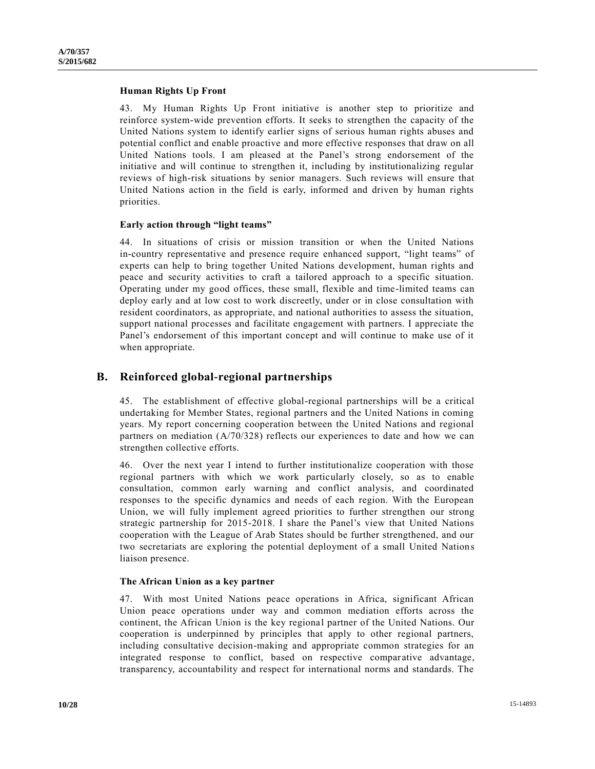#### Human Rights Up Front

43. My Human Rights Up Front initiative is another step to prioritize and reinforce system-wide prevention efforts. It seeks to strengthen the capacity of the United Nations system to identify earlier signs of serious human rights abuses and potential conflict and enable proactive and more effective responses that draw on all United Nations tools. I am pleased at the Panel's strong endorsement of the initiative and will continue to strengthen it, including by institutionalizing regular reviews of high-risk situations by senior managers. Such reviews will ensure that United Nations action in the field is early, informed and driven by human rights priorities.

#### Early action through "light teams"

44. In situations of crisis or mission transition or when the United Nations in-country representative and presence require enhanced support, "light teams" of experts can help to bring together United Nations development, human rights and peace and security activities to craft a tailored approach to a specific situation. Operating under my good offices, these small, flexible and time-limited teams can deploy early and at low cost to work discreetly, under or in close consultation with resident coordinators, as appropriate, and national authorities to assess the situation, support national processes and facilitate engagement with partners. I appreciate the Panel's endorsement of this important concept and will continue to make use of it when appropriate.

## B. Reinforced global-regional partnerships

45. The establishment of effective global-regional partnerships will be a critical undertaking for Member States, regional partners and the United Nations in coming years. My report concerning cooperation between the United Nations and regional partners on mediation (A/70/328) reflects our experiences to date and how we can strengthen collective efforts.

46. Over the next year I intend to further institutionalize cooperation with those regional partners with which we work particularly closely, so as to enable consultation, common early warning and conflict analysis, and coordinated responses to the specific dynamics and needs of each region. With the European Union, we will fully implement agreed priorities to further strengthen our strong strategic partnership for 2015-2018. I share the Panel's view that United Nations cooperation with the League of Arab States should be further strengthened, and our two secretariats are exploring the potential deployment of a small United Nations liaison presence.

#### The African Union as a key partner

47. With most United Nations peace operations in Africa, significant African Union peace operations under way and common mediation efforts across the continent, the African Union is the key regional partner of the United Nations. Our cooperation is underpinned by principles that apply to other regional partners, including consultative decision-making and appropriate common strategies for an integrated response to conflict, based on respective comparative advantage, transparency, accountability and respect for international norms and standards. The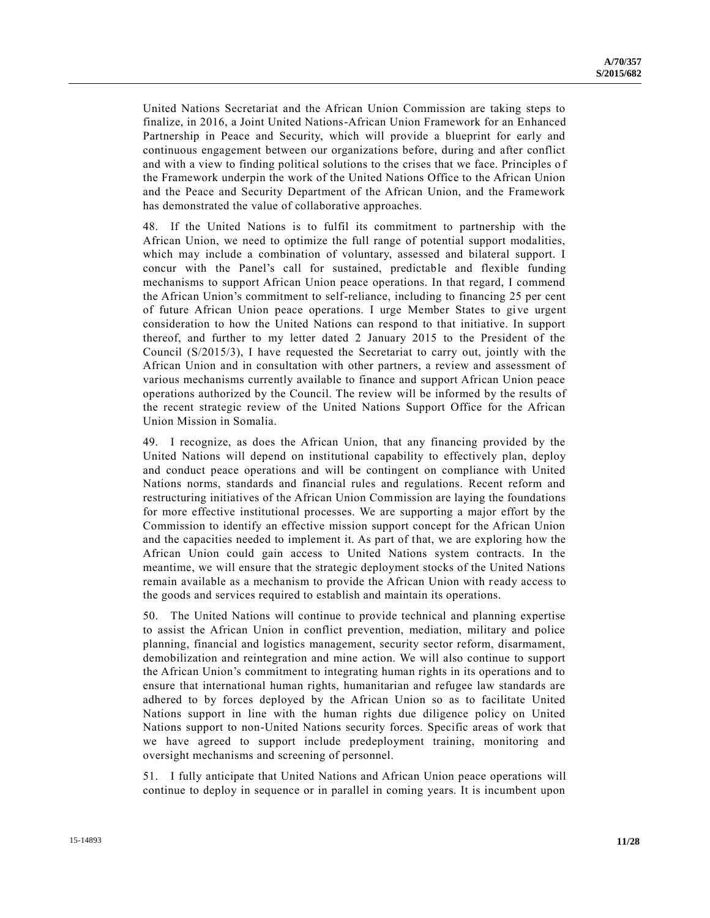United Nations Secretariat and the African Union Commission are taking steps to finalize, in 2016, a Joint United Nations-African Union Framework for an Enhanced Partnership in Peace and Security, which will provide a blueprint for early and continuous engagement between our organizations before, during and after conflict and with a view to finding political solutions to the crises that we face. Principles of the Framework underpin the work of the United Nations Office to the African Union and the Peace and Security Department of the African Union, and the Framework has demonstrated the value of collaborative approaches.

48. If the United Nations is to fulfil its commitment to partnership with the African Union, we need to optimize the full range of potential support modalities, which may include a combination of voluntary, assessed and bilateral support. I concur with the Panel's call for sustained, predictable and flexible funding mechanisms to support African Union peace operations. In that regard, I commend the African Union's commitment to self-reliance, including to financing 25 per cent of future African Union peace operations. I urge Member States to give urgent consideration to how the United Nations can respond to that initiative. In support thereof, and further to my letter dated 2 January 2015 to the President of the Council (S/2015/3), I have requested the Secretariat to carry out, jointly with the African Union and in consultation with other partners, a review and assessment of various mechanisms currently available to finance and support African Union peace operations authorized by the Council. The review will be informed by the results of the recent strategic review of the United Nations Support Office for the African Union Mission in Somalia.

49. I recognize, as does the African Union, that any financing provided by the United Nations will depend on institutional capability to effectively plan, deploy and conduct peace operations and will be contingent on compliance with United Nations norms, standards and financial rules and regulations. Recent reform and restructuring initiatives of the African Union Commission are laying the foundations for more effective institutional processes. We are supporting a major effort by the Commission to identify an effective mission support concept for the African Union and the capacities needed to implement it. As part of that, we are exploring how the African Union could gain access to United Nations system contracts. In the meantime, we will ensure that the strategic deployment stocks of the United Nations remain available as a mechanism to provide the African Union with ready access to the goods and services required to establish and maintain its operations.

50. The United Nations will continue to provide technical and planning expertise to assist the African Union in conflict prevention, mediation, military and police planning, financial and logistics management, security sector reform, disarmament, demobilization and reintegration and mine action. We will also continue to support the African Union's commitment to integrating human rights in its operations and to ensure that international human rights, humanitarian and refugee law standards are adhered to by forces deployed by the African Union so as to facilitate United Nations support in line with the human rights due diligence policy on United Nations support to non-United Nations security forces. Specific areas of work that we have agreed to support include predeployment training, monitoring and oversight mechanisms and screening of personnel.

51. I fully anticipate that United Nations and African Union peace operations will continue to deploy in sequence or in parallel in coming years. It is incumbent upon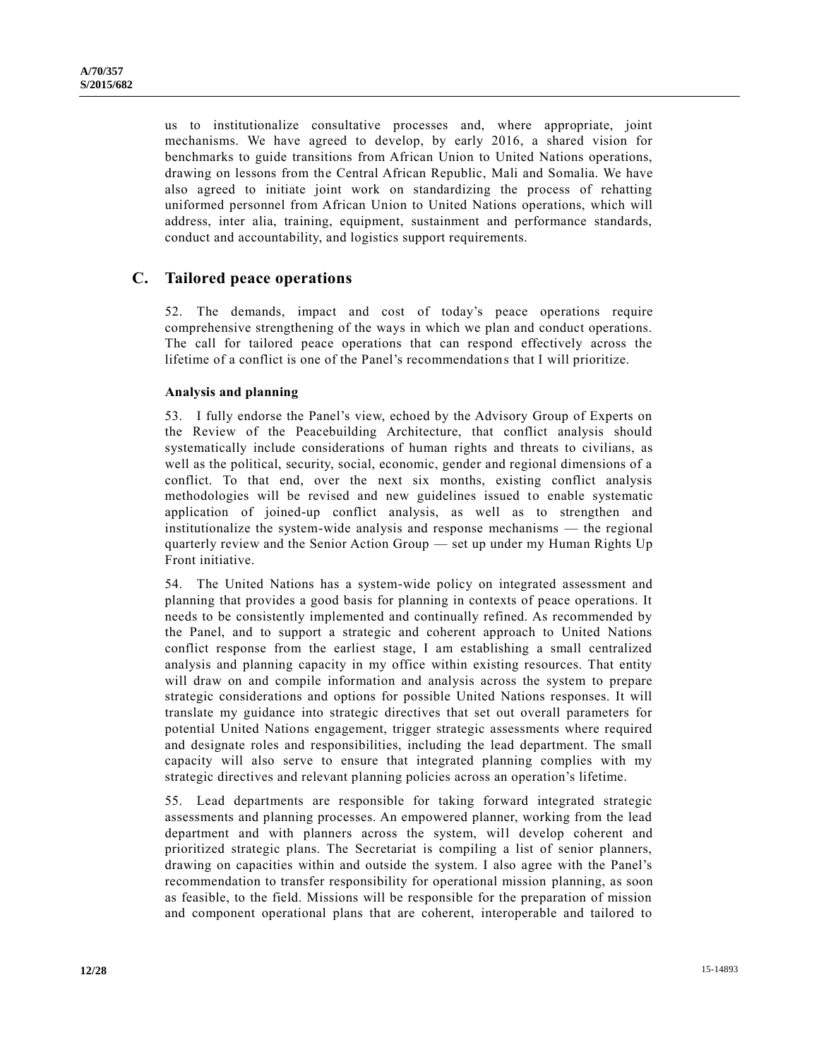us to institutionalize consultative processes and, where appropriate, joint mechanisms. We have agreed to develop, by early 2016, a shared vision for benchmarks to guide transitions from African Union to United Nations operations, drawing on lessons from the Central African Republic, Mali and Somalia. We have also agreed to initiate joint work on standardizing the process of rehatting uniformed personnel from African Union to United Nations operations, which will address, inter alia, training, equipment, sustainment and performance standards, conduct and accountability, and logistics support requirements.

## C. Tailored peace operations

52. The demands, impact and cost of today's peace operations require comprehensive strengthening of the ways in which we plan and conduct operations. The call for tailored peace operations that can respond effectively across the lifetime of a conflict is one of the Panel's recommendations that I will prioritize.

### Analysis and planning

53. I fully endorse the Panel's view, echoed by the Advisory Group of Experts on the Review of the Peacebuilding Architecture, that conflict analysis should systematically include considerations of human rights and threats to civilians, as well as the political, security, social, economic, gender and regional dimensions of a conflict. To that end, over the next six months, existing conflict analysis methodologies will be revised and new guidelines issued to enable systematic application of joined-up conflict analysis, as well as to strengthen and institutionalize the system-wide analysis and response mechanisms — the regional quarterly review and the Senior Action Group — set up under my Human Rights Up Front initiative.

54. The United Nations has a system-wide policy on integrated assessment and planning that provides a good basis for planning in contexts of peace operations. It needs to be consistently implemented and continually refined. As recommended by the Panel, and to support a strategic and coherent approach to United Nations conflict response from the earliest stage, I am establishing a small centralized analysis and planning capacity in my office within existing resources. That entity will draw on and compile information and analysis across the system to prepare strategic considerations and options for possible United Nations responses. It will translate my guidance into strategic directives that set out overall parameters for potential United Nations engagement, trigger strategic assessments where required and designate roles and responsibilities, including the lead department. The small capacity will also serve to ensure that integrated planning complies with my strategic directives and relevant planning policies across an operation's lifetime.

55. Lead departments are responsible for taking forward integrated strategic assessments and planning processes. An empowered planner, working from the lead department and with planners across the system, will develop coherent and prioritized strategic plans. The Secretariat is compiling a list of senior planners, drawing on capacities within and outside the system. I also agree with the Panel's recommendation to transfer responsibility for operational mission planning, as soon as feasible, to the field. Missions will be responsible for the preparation of mission and component operational plans that are coherent, interoperable and tailored to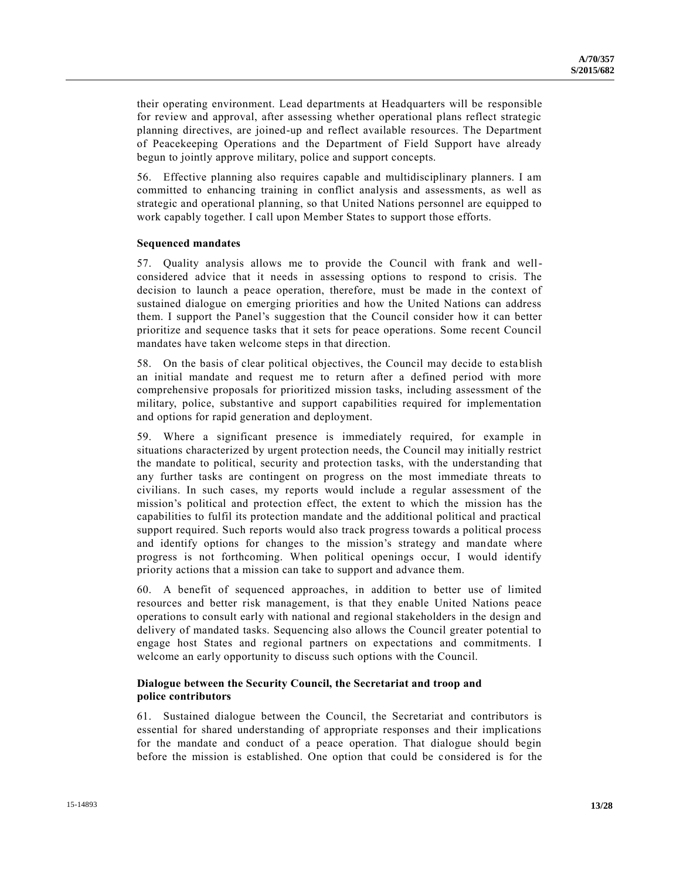their operating environment. Lead departments at Headquarters will be responsible for review and approval, after assessing whether operational plans reflect strategic planning directives, are joined-up and reflect available resources. The Department of Peacekeeping Operations and the Department of Field Support have already begun to jointly approve military, police and support concepts.

56. Effective planning also requires capable and multidisciplinary planners. I am committed to enhancing training in conflict analysis and assessments, as well as strategic and operational planning, so that United Nations personnel are equipped to work capably together. I call upon Member States to support those efforts.

#### Sequenced mandates

57. Quality analysis allows me to provide the Council with frank and well-considered advice that it needs in assessing options to respond to crisis. The decision to launch a peace operation, therefore, must be made in the context of sustained dialogue on emerging priorities and how the United Nations can address them. I support the Panel's suggestion that the Council consider how it can better prioritize and sequence tasks that it sets for peace operations. Some recent Council mandates have taken welcome steps in that direction.

58. On the basis of clear political objectives, the Council may decide to establish an initial mandate and request me to return after a defined period with more comprehensive proposals for prioritized mission tasks, including assessment of the military, police, substantive and support capabilities required for implementation and options for rapid generation and deployment.

59. Where a significant presence is immediately required, for example in situations characterized by urgent protection needs, the Council may initially restrict the mandate to political, security and protection tasks, with the understanding that any further tasks are contingent on progress on the most immediate threats to civilians. In such cases, my reports would include a regular assessment of the mission's political and protection effect, the extent to which the mission has the capabilities to fulfil its protection mandate and the additional political and practical support required. Such reports would also track progress towards a political process and identify options for changes to the mission's strategy and mandate where progress is not forthcoming. When political openings occur, I would identify priority actions that a mission can take to support and advance them.

60. A benefit of sequenced approaches, in addition to better use of limited resources and better risk management, is that they enable United Nations peace operations to consult early with national and regional stakeholders in the design and delivery of mandated tasks. Sequencing also allows the Council greater potential to engage host States and regional partners on expectations and commitments. I welcome an early opportunity to discuss such options with the Council.

#### Dialogue between the Security Council, the Secretariat and troop and police contributors

61. Sustained dialogue between the Council, the Secretariat and contributors is essential for shared understanding of appropriate responses and their implications for the mandate and conduct of a peace operation. That dialogue should begin before the mission is established. One option that could be considered is for the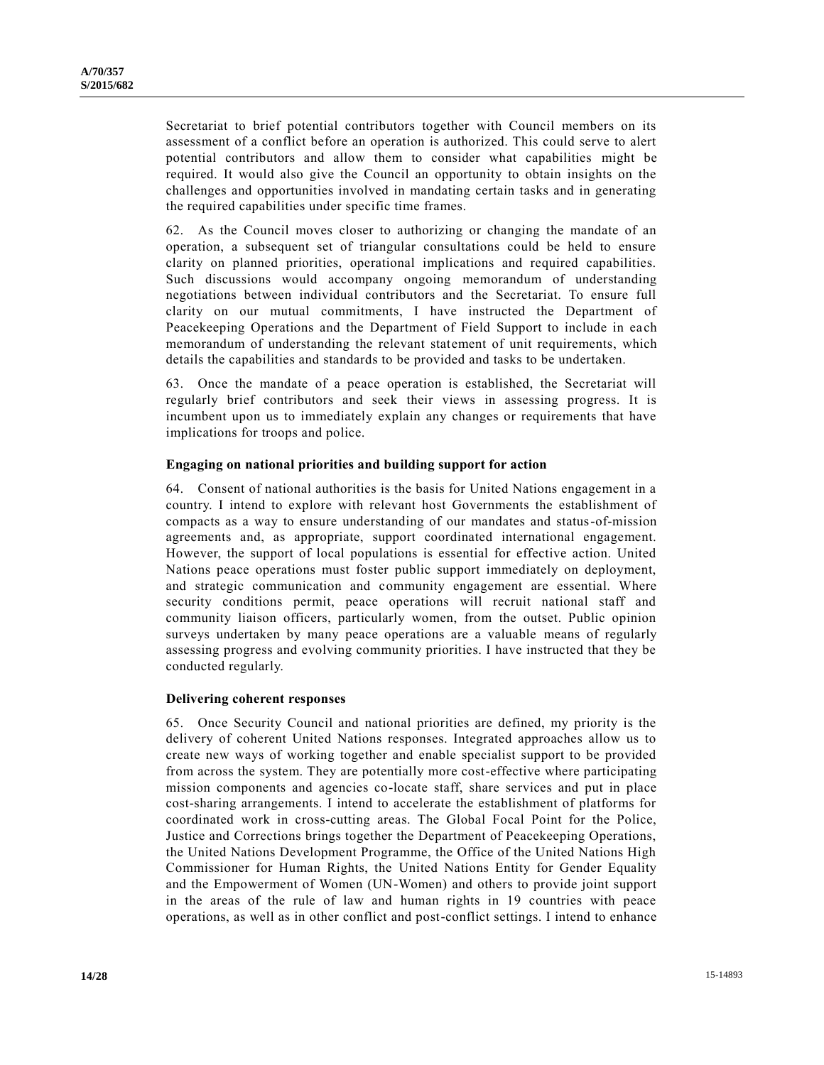Secretariat to brief potential contributors together with Council members on its assessment of a conflict before an operation is authorized. This could serve to alert potential contributors and allow them to consider what capabilities might be required. It would also give the Council an opportunity to obtain insights on the challenges and opportunities involved in mandating certain tasks and in generating the required capabilities under specific time frames.

62. As the Council moves closer to authorizing or changing the mandate of an operation, a subsequent set of triangular consultations could be held to ensure clarity on planned priorities, operational implications and required capabilities. Such discussions would accompany ongoing memorandum of understanding negotiations between individual contributors and the Secretariat. To ensure full clarity on our mutual commitments, I have instructed the Department of Peacekeeping Operations and the Department of Field Support to include in each memorandum of understanding the relevant statement of unit requirements, which details the capabilities and standards to be provided and tasks to be undertaken.

63. Once the mandate of a peace operation is established, the Secretariat will regularly brief contributors and seek their views in assessing progress. It is incumbent upon us to immediately explain any changes or requirements that have implications for troops and police.

### Engaging on national priorities and building support for action

64. Consent of national authorities is the basis for United Nations engagement in a country. I intend to explore with relevant host Governments the establishment of compacts as a way to ensure understanding of our mandates and status-of-mission agreements and, as appropriate, support coordinated international engagement. However, the support of local populations is essential for effective action. United Nations peace operations must foster public support immediately on deployment, and strategic communication and community engagement are essential. Where security conditions permit, peace operations will recruit national staff and community liaison officers, particularly women, from the outset. Public opinion surveys undertaken by many peace operations are a valuable means of regularly assessing progress and evolving community priorities. I have instructed that they be conducted regularly.

### Delivering coherent responses

65. Once Security Council and national priorities are defined, my priority is the delivery of coherent United Nations responses. Integrated approaches allow us to create new ways of working together and enable specialist support to be provided from across the system. They are potentially more cost-effective where participating mission components and agencies co-locate staff, share services and put in place cost-sharing arrangements. I intend to accelerate the establishment of platforms for coordinated work in cross-cutting areas. The Global Focal Point for the Police, Justice and Corrections brings together the Department of Peacekeeping Operations, the United Nations Development Programme, the Office of the United Nations High Commissioner for Human Rights, the United Nations Entity for Gender Equality and the Empowerment of Women (UN-Women) and others to provide joint support in the areas of the rule of law and human rights in 19 countries with peace operations, as well as in other conflict and post-conflict settings. I intend to enhance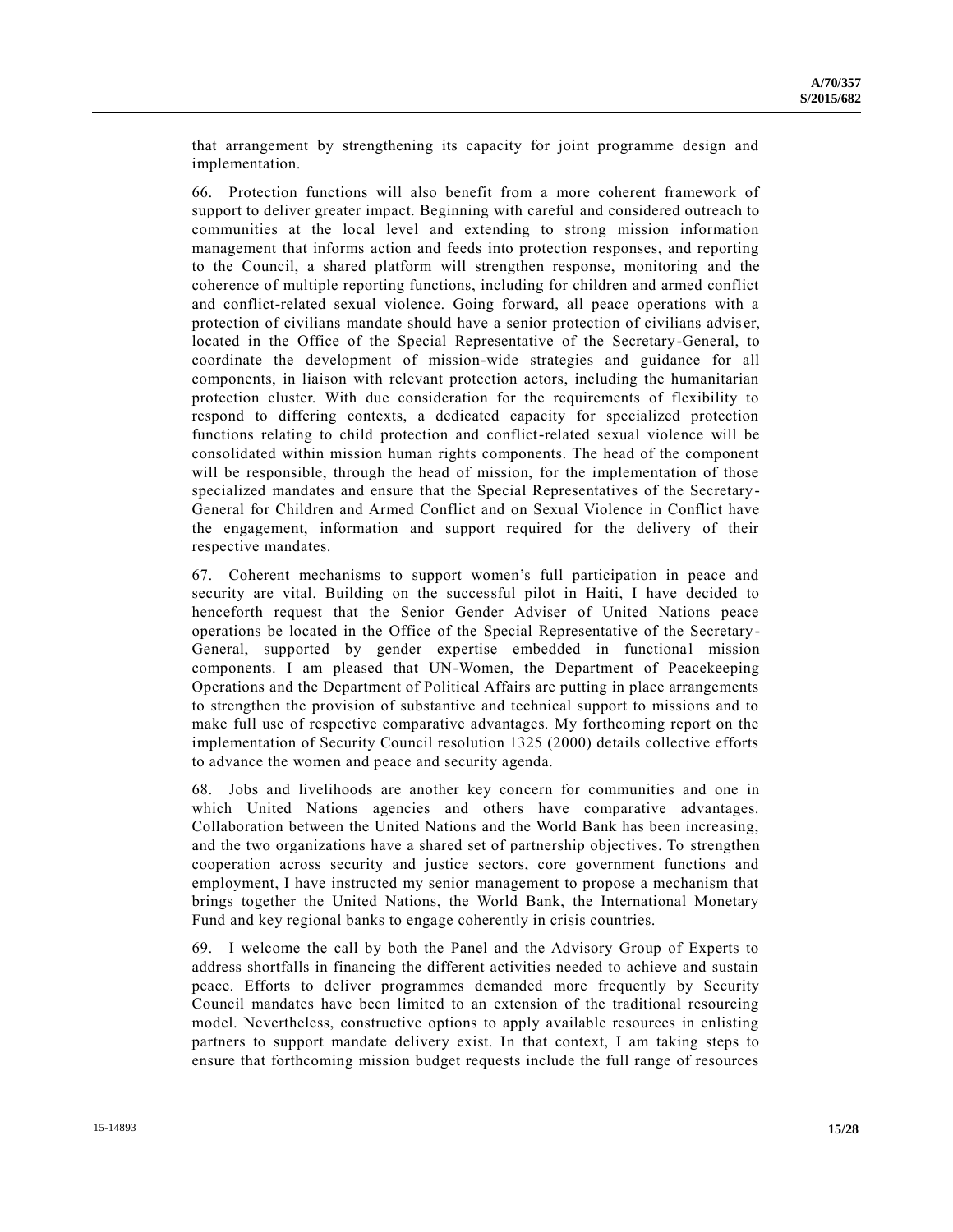that arrangement by strengthening its capacity for joint programme design and implementation.

66. Protection functions will also benefit from a more coherent framework of support to deliver greater impact. Beginning with careful and considered outreach to communities at the local level and extending to strong mission information management that informs action and feeds into protection responses, and reporting to the Council, a shared platform will strengthen response, monitoring and the coherence of multiple reporting functions, including for children and armed conflict and conflict-related sexual violence. Going forward, all peace operations with a protection of civilians mandate should have a senior protection of civilians adviser, located in the Office of the Special Representative of the Secretary-General, to coordinate the development of mission-wide strategies and guidance for all components, in liaison with relevant protection actors, including the humanitarian protection cluster. With due consideration for the requirements of flexibility to respond to differing contexts, a dedicated capacity for specialized protection functions relating to child protection and conflict-related sexual violence will be consolidated within mission human rights components. The head of the component will be responsible, through the head of mission, for the implementation of those specialized mandates and ensure that the Special Representatives of the Secretary-General for Children and Armed Conflict and on Sexual Violence in Conflict have the engagement, information and support required for the delivery of their respective mandates.

67. Coherent mechanisms to support women's full participation in peace and security are vital. Building on the successful pilot in Haiti, I have decided to henceforth request that the Senior Gender Adviser of United Nations peace operations be located in the Office of the Special Representative of the Secretary-General, supported by gender expertise embedded in functional mission components. I am pleased that UN-Women, the Department of Peacekeeping Operations and the Department of Political Affairs are putting in place arrangements to strengthen the provision of substantive and technical support to missions and to make full use of respective comparative advantages. My forthcoming report on the implementation of Security Council resolution 1325 (2000) details collective efforts to advance the women and peace and security agenda.

68. Jobs and livelihoods are another key concern for communities and one in which United Nations agencies and others have comparative advantages. Collaboration between the United Nations and the World Bank has been increasing, and the two organizations have a shared set of partnership objectives. To strengthen cooperation across security and justice sectors, core government functions and employment, I have instructed my senior management to propose a mechanism that brings together the United Nations, the World Bank, the International Monetary Fund and key regional banks to engage coherently in crisis countries.

69. I welcome the call by both the Panel and the Advisory Group of Experts to address shortfalls in financing the different activities needed to achieve and sustain peace. Efforts to deliver programmes demanded more frequently by Security Council mandates have been limited to an extension of the traditional resourcing model. Nevertheless, constructive options to apply available resources in enlisting partners to support mandate delivery exist. In that context, I am taking steps to ensure that forthcoming mission budget requests include the full range of resources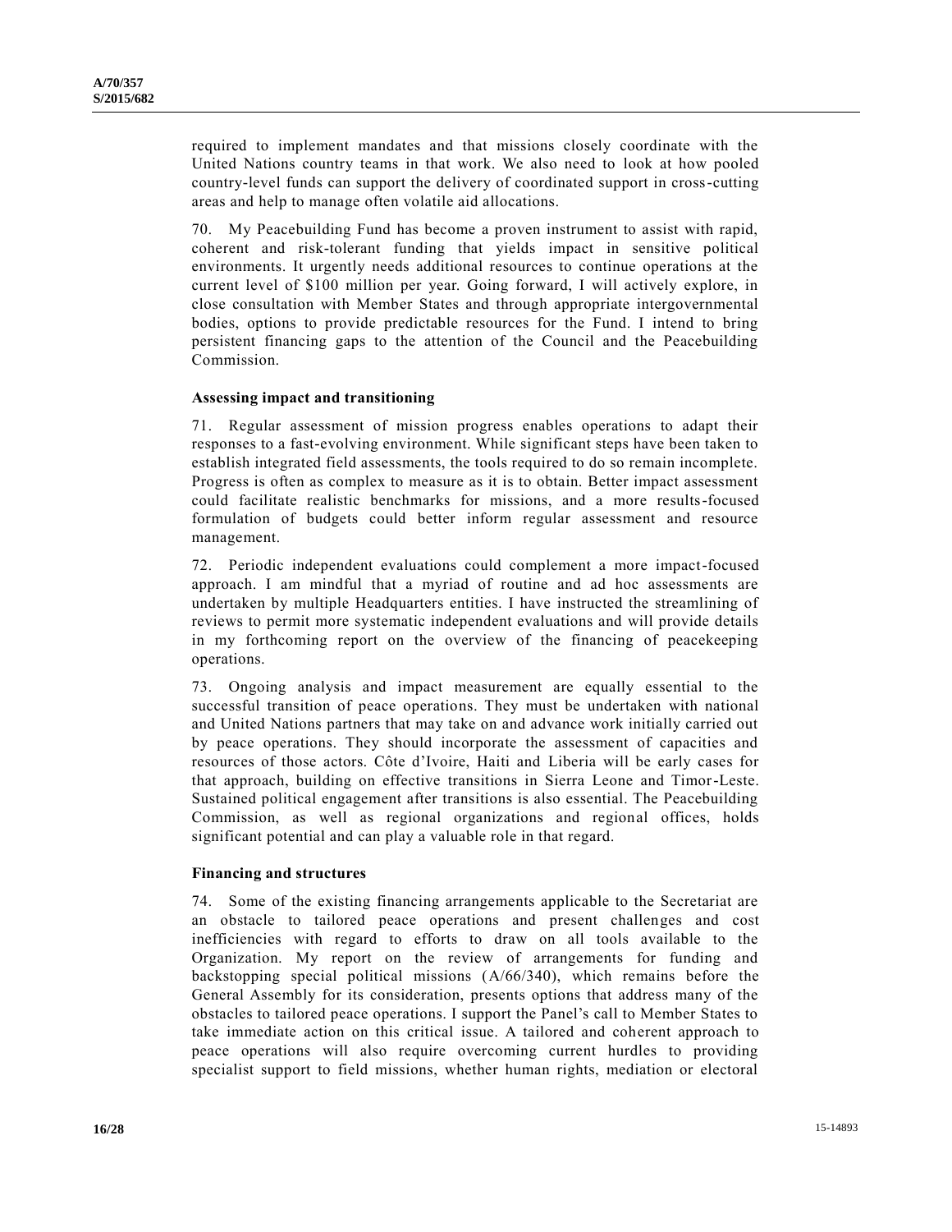required to implement mandates and that missions closely coordinate with the United Nations country teams in that work. We also need to look at how pooled country-level funds can support the delivery of coordinated support in cross-cutting areas and help to manage often volatile aid allocations.

70. My Peacebuilding Fund has become a proven instrument to assist with rapid, coherent and risk-tolerant funding that yields impact in sensitive political environments. It urgently needs additional resources to continue operations at the current level of $100 million per year. Going forward, I will actively explore, in close consultation with Member States and through appropriate intergovernmental bodies, options to provide predictable resources for the Fund. I intend to bring persistent financing gaps to the attention of the Council and the Peacebuilding Commission.

### Assessing impact and transitioning

71. Regular assessment of mission progress enables operations to adapt their responses to a fast-evolving environment. While significant steps have been taken to establish integrated field assessments, the tools required to do so remain incomplete. Progress is often as complex to measure as it is to obtain. Better impact assessment could facilitate realistic benchmarks for missions, and a more results-focused formulation of budgets could better inform regular assessment and resource management.

72. Periodic independent evaluations could complement a more impact-focused approach. I am mindful that a myriad of routine and ad hoc assessments are undertaken by multiple Headquarters entities. I have instructed the streamlining of reviews to permit more systematic independent evaluations and will provide details in my forthcoming report on the overview of the financing of peacekeeping operations.

73. Ongoing analysis and impact measurement are equally essential to the successful transition of peace operations. They must be undertaken with national and United Nations partners that may take on and advance work initially carried out by peace operations. They should incorporate the assessment of capacities and resources of those actors. Côte d'Ivoire, Haiti and Liberia will be early cases for that approach, building on effective transitions in Sierra Leone and Timor-Leste. Sustained political engagement after transitions is also essential. The Peacebuilding Commission, as well as regional organizations and regional offices, holds significant potential and can play a valuable role in that regard.

### Financing and structures

74. Some of the existing financing arrangements applicable to the Secretariat are an obstacle to tailored peace operations and present challenges and cost inefficiencies with regard to efforts to draw on all tools available to the Organization. My report on the review of arrangements for funding and backstopping special political missions (A/66/340), which remains before the General Assembly for its consideration, presents options that address many of the obstacles to tailored peace operations. I support the Panel's call to Member States to take immediate action on this critical issue. A tailored and coherent approach to peace operations will also require overcoming current hurdles to providing specialist support to field missions, whether human rights, mediation or electoral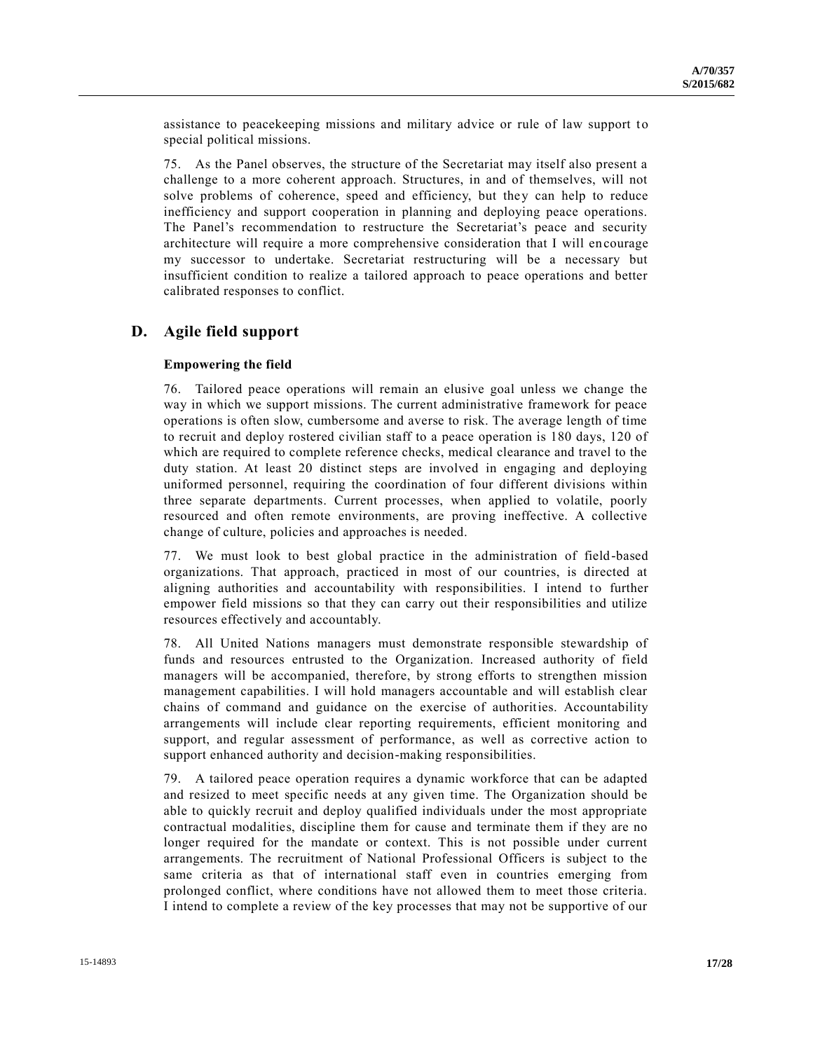assistance to peacekeeping missions and military advice or rule of law support to special political missions.

75. As the Panel observes, the structure of the Secretariat may itself also present a challenge to a more coherent approach. Structures, in and of themselves, will not solve problems of coherence, speed and efficiency, but they can help to reduce inefficiency and support cooperation in planning and deploying peace operations. The Panel's recommendation to restructure the Secretariat's peace and security architecture will require a more comprehensive consideration that I will encourage my successor to undertake. Secretariat restructuring will be a necessary but insufficient condition to realize a tailored approach to peace operations and better calibrated responses to conflict.

## D. Agile field support

### Empowering the field

76. Tailored peace operations will remain an elusive goal unless we change the way in which we support missions. The current administrative framework for peace operations is often slow, cumbersome and averse to risk. The average length of time to recruit and deploy rostered civilian staff to a peace operation is 180 days, 120 of which are required to complete reference checks, medical clearance and travel to the duty station. At least 20 distinct steps are involved in engaging and deploying uniformed personnel, requiring the coordination of four different divisions within three separate departments. Current processes, when applied to volatile, poorly resourced and often remote environments, are proving ineffective. A collective change of culture, policies and approaches is needed.

77. We must look to best global practice in the administration of field-based organizations. That approach, practiced in most of our countries, is directed at aligning authorities and accountability with responsibilities. I intend to further empower field missions so that they can carry out their responsibilities and utilize resources effectively and accountably.

78. All United Nations managers must demonstrate responsible stewardship of funds and resources entrusted to the Organization. Increased authority of field managers will be accompanied, therefore, by strong efforts to strengthen mission management capabilities. I will hold managers accountable and will establish clear chains of command and guidance on the exercise of authorities. Accountability arrangements will include clear reporting requirements, efficient monitoring and support, and regular assessment of performance, as well as corrective action to support enhanced authority and decision-making responsibilities.

79. A tailored peace operation requires a dynamic workforce that can be adapted and resized to meet specific needs at any given time. The Organization should be able to quickly recruit and deploy qualified individuals under the most appropriate contractual modalities, discipline them for cause and terminate them if they are no longer required for the mandate or context. This is not possible under current arrangements. The recruitment of National Professional Officers is subject to the same criteria as that of international staff even in countries emerging from prolonged conflict, where conditions have not allowed them to meet those criteria. I intend to complete a review of the key processes that may not be supportive of our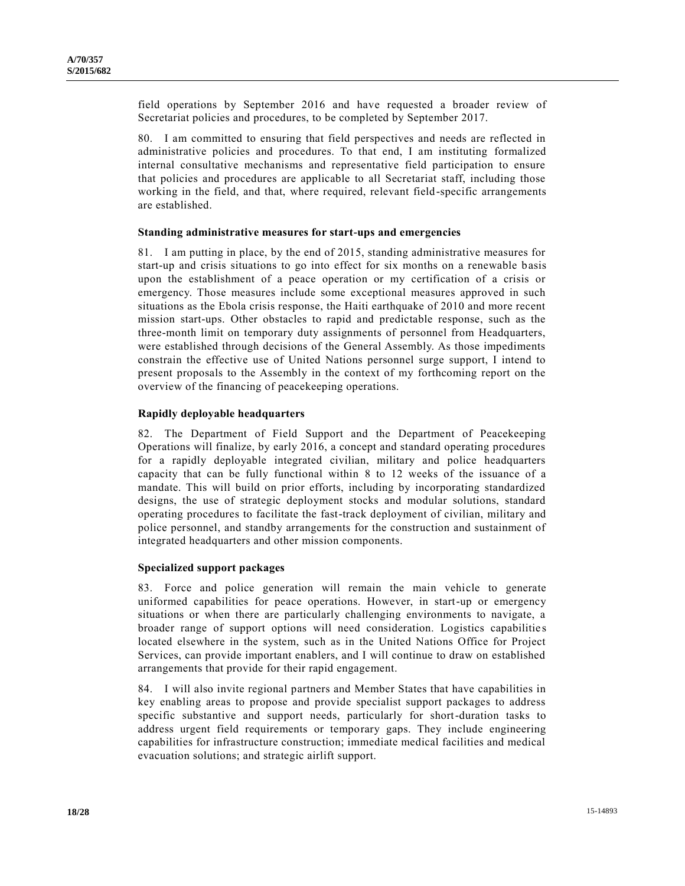field operations by September 2016 and have requested a broader review of Secretariat policies and procedures, to be completed by September 2017.

80. I am committed to ensuring that field perspectives and needs are reflected in administrative policies and procedures. To that end, I am instituting formalized internal consultative mechanisms and representative field participation to ensure that policies and procedures are applicable to all Secretariat staff, including those working in the field, and that, where required, relevant field-specific arrangements are established.

### Standing administrative measures for start-ups and emergencies

81. I am putting in place, by the end of 2015, standing administrative measures for start-up and crisis situations to go into effect for six months on a renewable basis upon the establishment of a peace operation or my certification of a crisis or emergency. Those measures include some exceptional measures approved in such situations as the Ebola crisis response, the Haiti earthquake of 2010 and more recent mission start-ups. Other obstacles to rapid and predictable response, such as the three-month limit on temporary duty assignments of personnel from Headquarters, were established through decisions of the General Assembly. As those impediments constrain the effective use of United Nations personnel surge support, I intend to present proposals to the Assembly in the context of my forthcoming report on the overview of the financing of peacekeeping operations.

### Rapidly deployable headquarters

82. The Department of Field Support and the Department of Peacekeeping Operations will finalize, by early 2016, a concept and standard operating procedures for a rapidly deployable integrated civilian, military and police headquarters capacity that can be fully functional within 8 to 12 weeks of the issuance of a mandate. This will build on prior efforts, including by incorporating standardized designs, the use of strategic deployment stocks and modular solutions, standard operating procedures to facilitate the fast-track deployment of civilian, military and police personnel, and standby arrangements for the construction and sustainment of integrated headquarters and other mission components.

### Specialized support packages

83. Force and police generation will remain the main vehicle to generate uniformed capabilities for peace operations. However, in start-up or emergency situations or when there are particularly challenging environments to navigate, a broader range of support options will need consideration. Logistics capabilities located elsewhere in the system, such as in the United Nations Office for Project Services, can provide important enablers, and I will continue to draw on established arrangements that provide for their rapid engagement.

84. I will also invite regional partners and Member States that have capabilities in key enabling areas to propose and provide specialist support packages to address specific substantive and support needs, particularly for short-duration tasks to address urgent field requirements or temporary gaps. They include engineering capabilities for infrastructure construction; immediate medical facilities and medical evacuation solutions; and strategic airlift support.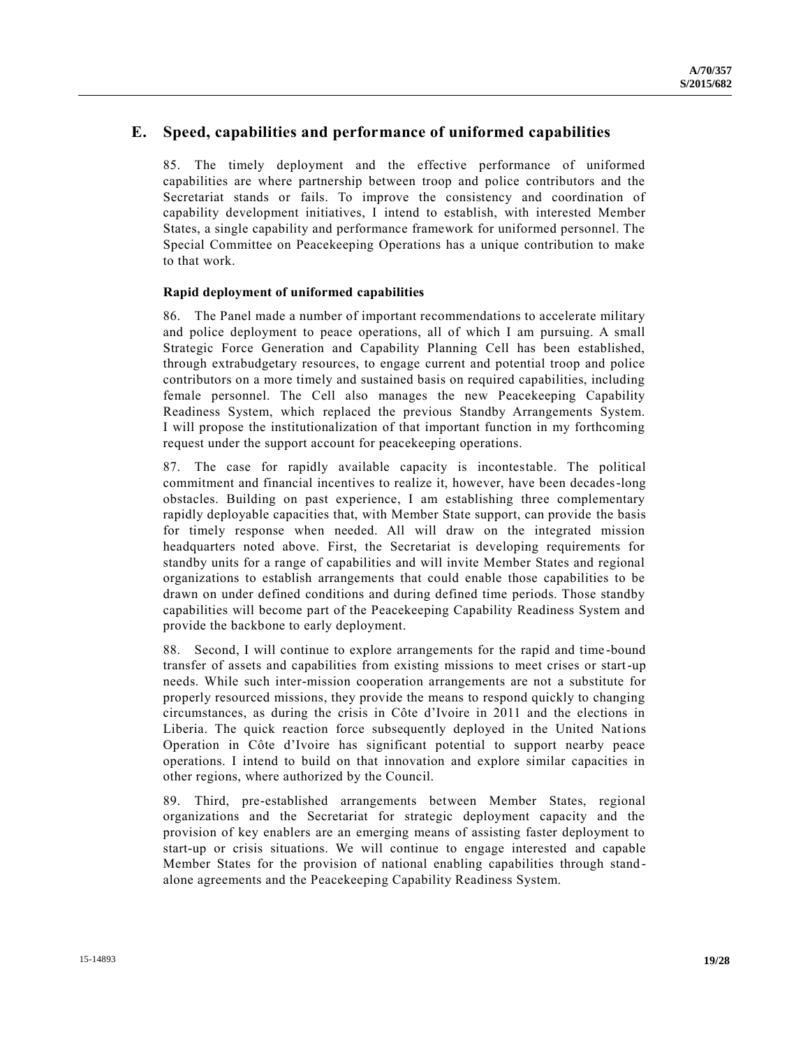## E. Speed, capabilities and performance of uniformed capabilities

85. The timely deployment and the effective performance of uniformed capabilities are where partnership between troop and police contributors and the Secretariat stands or fails. To improve the consistency and coordination of capability development initiatives, I intend to establish, with interested Member States, a single capability and performance framework for uniformed personnel. The Special Committee on Peacekeeping Operations has a unique contribution to make to that work.

### Rapid deployment of uniformed capabilities

86. The Panel made a number of important recommendations to accelerate military and police deployment to peace operations, all of which I am pursuing. A small Strategic Force Generation and Capability Planning Cell has been established, through extrabudgetary resources, to engage current and potential troop and police contributors on a more timely and sustained basis on required capabilities, including female personnel. The Cell also manages the new Peacekeeping Capability Readiness System, which replaced the previous Standby Arrangements System. I will propose the institutionalization of that important function in my forthcoming request under the support account for peacekeeping operations.

87. The case for rapidly available capacity is incontestable. The political commitment and financial incentives to realize it, however, have been decades-long obstacles. Building on past experience, I am establishing three complementary rapidly deployable capacities that, with Member State support, can provide the basis for timely response when needed. All will draw on the integrated mission headquarters noted above. First, the Secretariat is developing requirements for standby units for a range of capabilities and will invite Member States and regional organizations to establish arrangements that could enable those capabilities to be drawn on under defined conditions and during defined time periods. Those standby capabilities will become part of the Peacekeeping Capability Readiness System and provide the backbone to early deployment.

88. Second, I will continue to explore arrangements for the rapid and time-bound transfer of assets and capabilities from existing missions to meet crises or start-up needs. While such inter-mission cooperation arrangements are not a substitute for properly resourced missions, they provide the means to respond quickly to changing circumstances, as during the crisis in Côte d'Ivoire in 2011 and the elections in Liberia. The quick reaction force subsequently deployed in the United Nations Operation in Côte d'Ivoire has significant potential to support nearby peace operations. I intend to build on that innovation and explore similar capacities in other regions, where authorized by the Council.

89. Third, pre-established arrangements between Member States, regional organizations and the Secretariat for strategic deployment capacity and the provision of key enablers are an emerging means of assisting faster deployment to start-up or crisis situations. We will continue to engage interested and capable Member States for the provision of national enabling capabilities through stand-alone agreements and the Peacekeeping Capability Readiness System.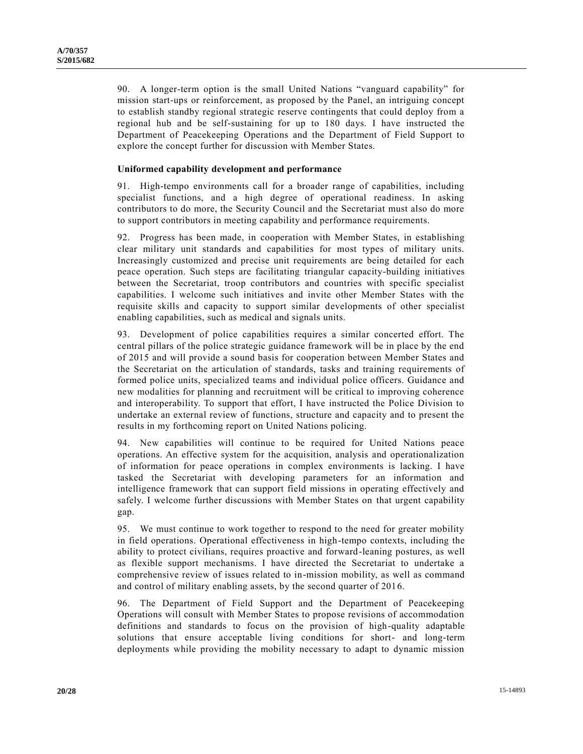90. A longer-term option is the small United Nations "vanguard capability" for mission start-ups or reinforcement, as proposed by the Panel, an intriguing concept to establish standby regional strategic reserve contingents that could deploy from a regional hub and be self-sustaining for up to 180 days. I have instructed the Department of Peacekeeping Operations and the Department of Field Support to explore the concept further for discussion with Member States.

**Uniformed capability development and performance**

91. High-tempo environments call for a broader range of capabilities, including specialist functions, and a high degree of operational readiness. In asking contributors to do more, the Security Council and the Secretariat must also do more to support contributors in meeting capability and performance requirements.

92. Progress has been made, in cooperation with Member States, in establishing clear military unit standards and capabilities for most types of military units. Increasingly customized and precise unit requirements are being detailed for each peace operation. Such steps are facilitating triangular capacity-building initiatives between the Secretariat, troop contributors and countries with specific specialist capabilities. I welcome such initiatives and invite other Member States with the requisite skills and capacity to support similar developments of other specialist enabling capabilities, such as medical and signals units.

93. Development of police capabilities requires a similar concerted effort. The central pillars of the police strategic guidance framework will be in place by the end of 2015 and will provide a sound basis for cooperation between Member States and the Secretariat on the articulation of standards, tasks and training requirements of formed police units, specialized teams and individual police officers. Guidance and new modalities for planning and recruitment will be critical to improving coherence and interoperability. To support that effort, I have instructed the Police Division to undertake an external review of functions, structure and capacity and to present the results in my forthcoming report on United Nations policing.

94. New capabilities will continue to be required for United Nations peace operations. An effective system for the acquisition, analysis and operationalization of information for peace operations in complex environments is lacking. I have tasked the Secretariat with developing parameters for an information and intelligence framework that can support field missions in operating effectively and safely. I welcome further discussions with Member States on that urgent capability gap.

95. We must continue to work together to respond to the need for greater mobility in field operations. Operational effectiveness in high-tempo contexts, including the ability to protect civilians, requires proactive and forward-leaning postures, as well as flexible support mechanisms. I have directed the Secretariat to undertake a comprehensive review of issues related to in-mission mobility, as well as command and control of military enabling assets, by the second quarter of 2016.

96. The Department of Field Support and the Department of Peacekeeping Operations will consult with Member States to propose revisions of accommodation definitions and standards to focus on the provision of high-quality adaptable solutions that ensure acceptable living conditions for short- and long-term deployments while providing the mobility necessary to adapt to dynamic mission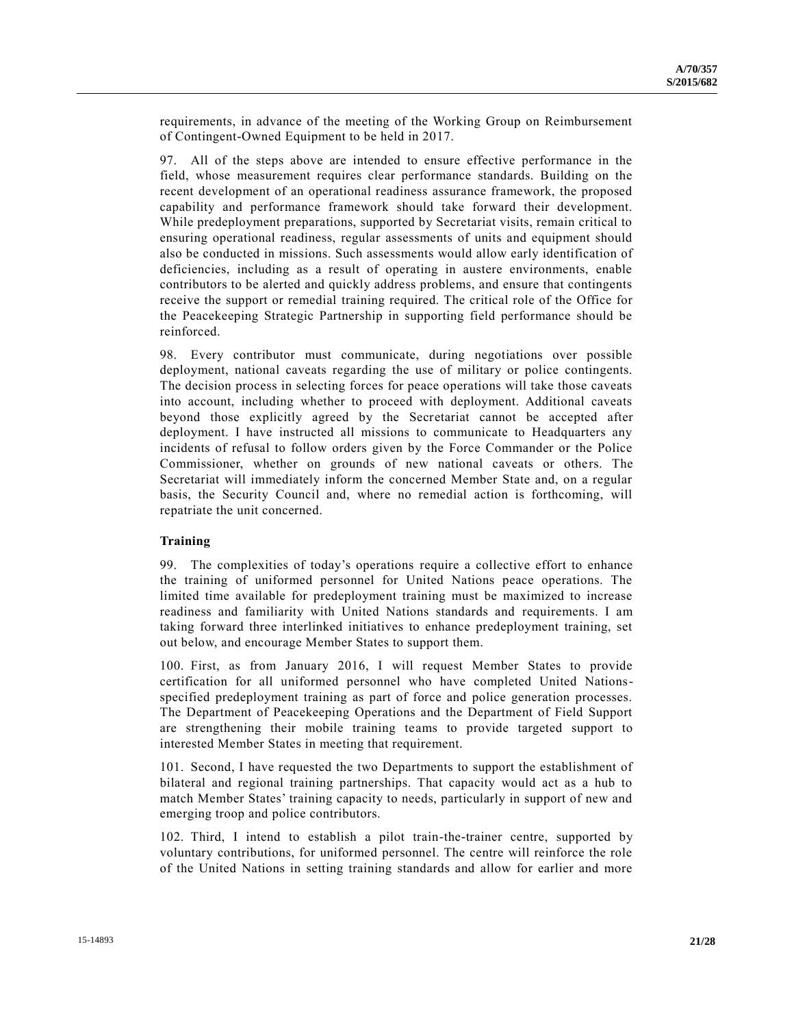requirements, in advance of the meeting of the Working Group on Reimbursement of Contingent-Owned Equipment to be held in 2017.

97. All of the steps above are intended to ensure effective performance in the field, whose measurement requires clear performance standards. Building on the recent development of an operational readiness assurance framework, the proposed capability and performance framework should take forward their development. While predeployment preparations, supported by Secretariat visits, remain critical to ensuring operational readiness, regular assessments of units and equipment should also be conducted in missions. Such assessments would allow early identification of deficiencies, including as a result of operating in austere environments, enable contributors to be alerted and quickly address problems, and ensure that contingents receive the support or remedial training required. The critical role of the Office for the Peacekeeping Strategic Partnership in supporting field performance should be reinforced.

98. Every contributor must communicate, during negotiations over possible deployment, national caveats regarding the use of military or police contingents. The decision process in selecting forces for peace operations will take those caveats into account, including whether to proceed with deployment. Additional caveats beyond those explicitly agreed by the Secretariat cannot be accepted after deployment. I have instructed all missions to communicate to Headquarters any incidents of refusal to follow orders given by the Force Commander or the Police Commissioner, whether on grounds of new national caveats or others. The Secretariat will immediately inform the concerned Member State and, on a regular basis, the Security Council and, where no remedial action is forthcoming, will repatriate the unit concerned.

**Training**

99. The complexities of today's operations require a collective effort to enhance the training of uniformed personnel for United Nations peace operations. The limited time available for predeployment training must be maximized to increase readiness and familiarity with United Nations standards and requirements. I am taking forward three interlinked initiatives to enhance predeployment training, set out below, and encourage Member States to support them.

100. First, as from January 2016, I will request Member States to provide certification for all uniformed personnel who have completed United Nations-specified predeployment training as part of force and police generation processes. The Department of Peacekeeping Operations and the Department of Field Support are strengthening their mobile training teams to provide targeted support to interested Member States in meeting that requirement.

101. Second, I have requested the two Departments to support the establishment of bilateral and regional training partnerships. That capacity would act as a hub to match Member States' training capacity to needs, particularly in support of new and emerging troop and police contributors.

102. Third, I intend to establish a pilot train-the-trainer centre, supported by voluntary contributions, for uniformed personnel. The centre will reinforce the role of the United Nations in setting training standards and allow for earlier and more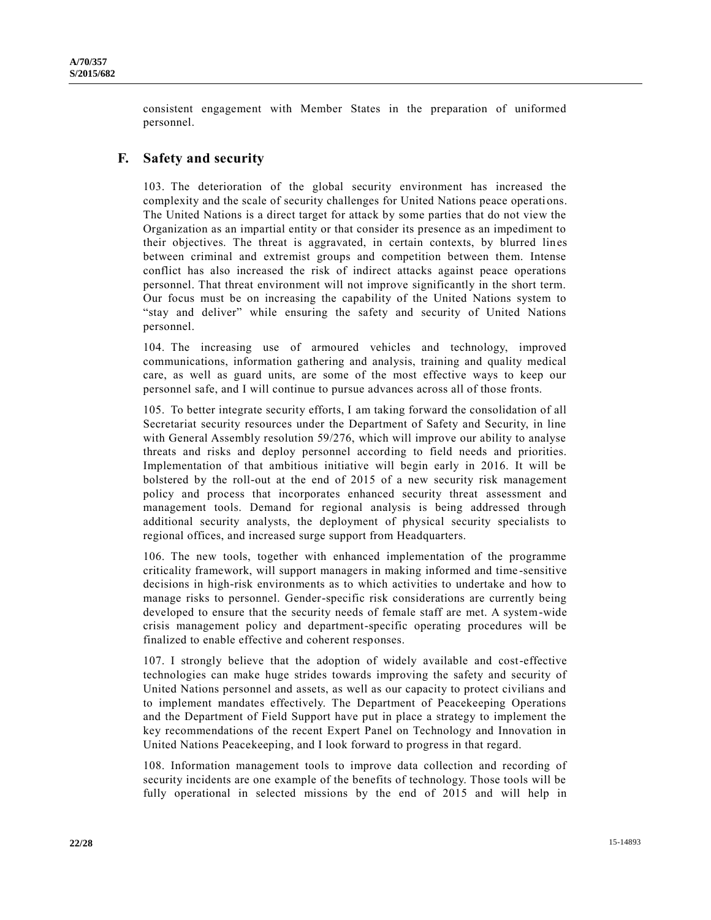consistent engagement with Member States in the preparation of uniformed personnel.

## F. Safety and security

103. The deterioration of the global security environment has increased the complexity and the scale of security challenges for United Nations peace operations. The United Nations is a direct target for attack by some parties that do not view the Organization as an impartial entity or that consider its presence as an impediment to their objectives. The threat is aggravated, in certain contexts, by blurred lines between criminal and extremist groups and competition between them. Intense conflict has also increased the risk of indirect attacks against peace operations personnel. That threat environment will not improve significantly in the short term. Our focus must be on increasing the capability of the United Nations system to "stay and deliver" while ensuring the safety and security of United Nations personnel.

104. The increasing use of armoured vehicles and technology, improved communications, information gathering and analysis, training and quality medical care, as well as guard units, are some of the most effective ways to keep our personnel safe, and I will continue to pursue advances across all of those fronts.

105. To better integrate security efforts, I am taking forward the consolidation of all Secretariat security resources under the Department of Safety and Security, in line with General Assembly resolution 59/276, which will improve our ability to analyse threats and risks and deploy personnel according to field needs and priorities. Implementation of that ambitious initiative will begin early in 2016. It will be bolstered by the roll-out at the end of 2015 of a new security risk management policy and process that incorporates enhanced security threat assessment and management tools. Demand for regional analysis is being addressed through additional security analysts, the deployment of physical security specialists to regional offices, and increased surge support from Headquarters.

106. The new tools, together with enhanced implementation of the programme criticality framework, will support managers in making informed and time-sensitive decisions in high-risk environments as to which activities to undertake and how to manage risks to personnel. Gender-specific risk considerations are currently being developed to ensure that the security needs of female staff are met. A system-wide crisis management policy and department-specific operating procedures will be finalized to enable effective and coherent responses.

107. I strongly believe that the adoption of widely available and cost-effective technologies can make huge strides towards improving the safety and security of United Nations personnel and assets, as well as our capacity to protect civilians and to implement mandates effectively. The Department of Peacekeeping Operations and the Department of Field Support have put in place a strategy to implement the key recommendations of the recent Expert Panel on Technology and Innovation in United Nations Peacekeeping, and I look forward to progress in that regard.

108. Information management tools to improve data collection and recording of security incidents are one example of the benefits of technology. Those tools will be fully operational in selected missions by the end of 2015 and will help in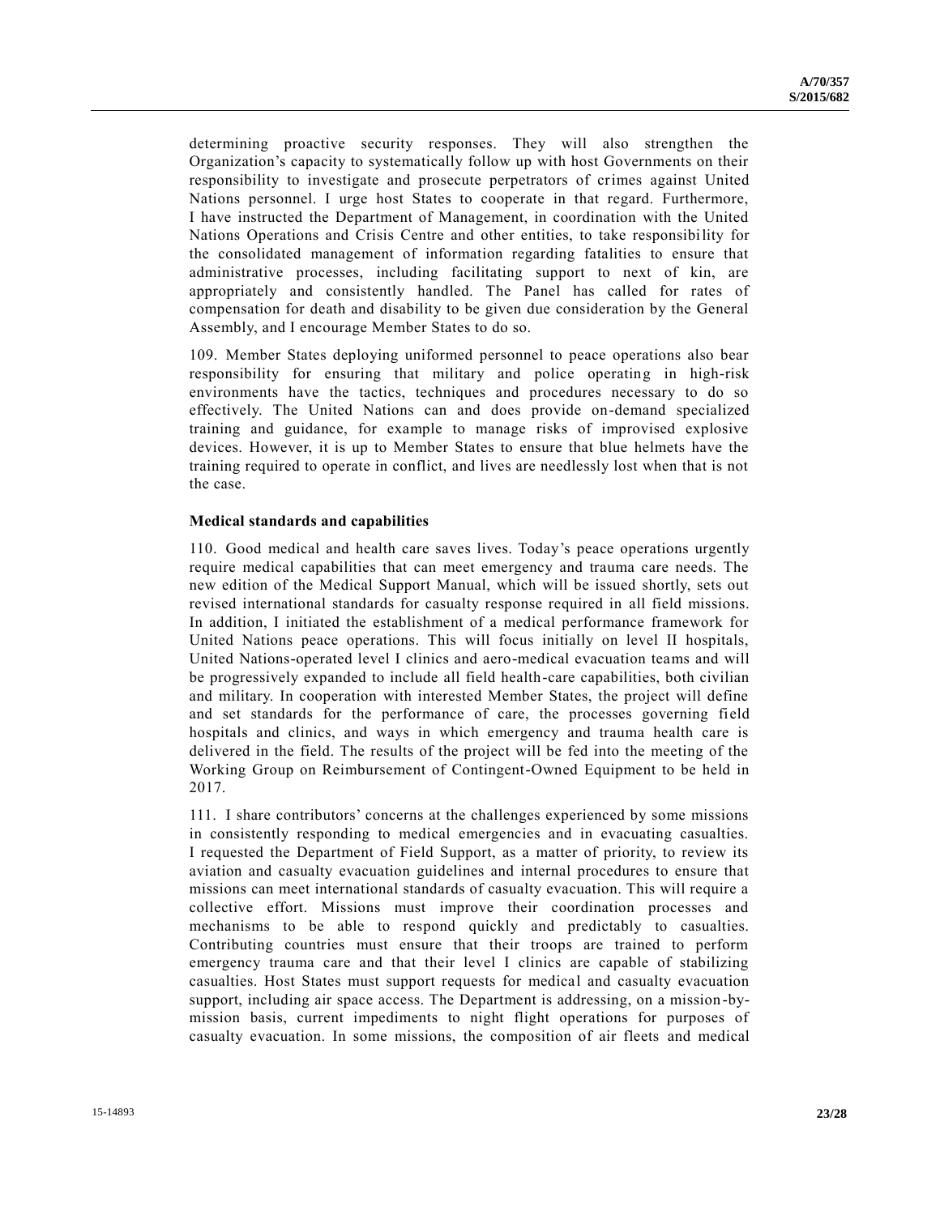determining proactive security responses. They will also strengthen the Organization's capacity to systematically follow up with host Governments on their responsibility to investigate and prosecute perpetrators of crimes against United Nations personnel. I urge host States to cooperate in that regard. Furthermore, I have instructed the Department of Management, in coordination with the United Nations Operations and Crisis Centre and other entities, to take responsibility for the consolidated management of information regarding fatalities to ensure that administrative processes, including facilitating support to next of kin, are appropriately and consistently handled. The Panel has called for rates of compensation for death and disability to be given due consideration by the General Assembly, and I encourage Member States to do so.

109. Member States deploying uniformed personnel to peace operations also bear responsibility for ensuring that military and police operating in high-risk environments have the tactics, techniques and procedures necessary to do so effectively. The United Nations can and does provide on-demand specialized training and guidance, for example to manage risks of improvised explosive devices. However, it is up to Member States to ensure that blue helmets have the training required to operate in conflict, and lives are needlessly lost when that is not the case.

**Medical standards and capabilities**

110. Good medical and health care saves lives. Today's peace operations urgently require medical capabilities that can meet emergency and trauma care needs. The new edition of the Medical Support Manual, which will be issued shortly, sets out revised international standards for casualty response required in all field missions. In addition, I initiated the establishment of a medical performance framework for United Nations peace operations. This will focus initially on level II hospitals, United Nations-operated level I clinics and aero-medical evacuation teams and will be progressively expanded to include all field health-care capabilities, both civilian and military. In cooperation with interested Member States, the project will define and set standards for the performance of care, the processes governing field hospitals and clinics, and ways in which emergency and trauma health care is delivered in the field. The results of the project will be fed into the meeting of the Working Group on Reimbursement of Contingent-Owned Equipment to be held in 2017.

111. I share contributors' concerns at the challenges experienced by some missions in consistently responding to medical emergencies and in evacuating casualties. I requested the Department of Field Support, as a matter of priority, to review its aviation and casualty evacuation guidelines and internal procedures to ensure that missions can meet international standards of casualty evacuation. This will require a collective effort. Missions must improve their coordination processes and mechanisms to be able to respond quickly and predictably to casualties. Contributing countries must ensure that their troops are trained to perform emergency trauma care and that their level I clinics are capable of stabilizing casualties. Host States must support requests for medical and casualty evacuation support, including air space access. The Department is addressing, on a mission-by-mission basis, current impediments to night flight operations for purposes of casualty evacuation. In some missions, the composition of air fleets and medical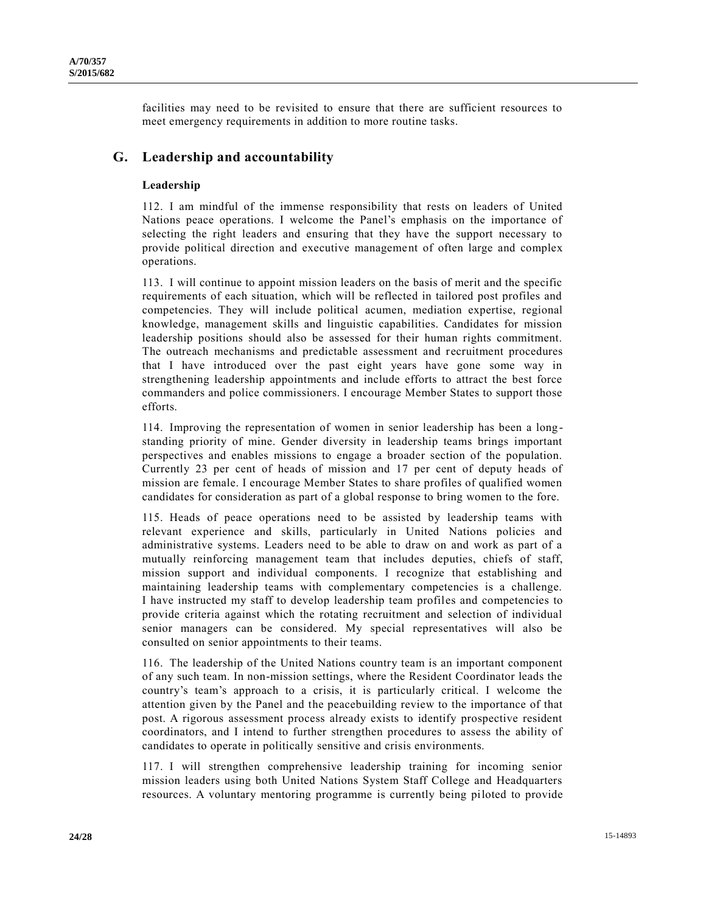facilities may need to be revisited to ensure that there are sufficient resources to meet emergency requirements in addition to more routine tasks.

## G. Leadership and accountability

### Leadership

112. I am mindful of the immense responsibility that rests on leaders of United Nations peace operations. I welcome the Panel's emphasis on the importance of selecting the right leaders and ensuring that they have the support necessary to provide political direction and executive management of often large and complex operations.

113. I will continue to appoint mission leaders on the basis of merit and the specific requirements of each situation, which will be reflected in tailored post profiles and competencies. They will include political acumen, mediation expertise, regional knowledge, management skills and linguistic capabilities. Candidates for mission leadership positions should also be assessed for their human rights commitment. The outreach mechanisms and predictable assessment and recruitment procedures that I have introduced over the past eight years have gone some way in strengthening leadership appointments and include efforts to attract the best force commanders and police commissioners. I encourage Member States to support those efforts.

114. Improving the representation of women in senior leadership has been a long-standing priority of mine. Gender diversity in leadership teams brings important perspectives and enables missions to engage a broader section of the population. Currently 23 per cent of heads of mission and 17 per cent of deputy heads of mission are female. I encourage Member States to share profiles of qualified women candidates for consideration as part of a global response to bring women to the fore.

115. Heads of peace operations need to be assisted by leadership teams with relevant experience and skills, particularly in United Nations policies and administrative systems. Leaders need to be able to draw on and work as part of a mutually reinforcing management team that includes deputies, chiefs of staff, mission support and individual components. I recognize that establishing and maintaining leadership teams with complementary competencies is a challenge. I have instructed my staff to develop leadership team profiles and competencies to provide criteria against which the rotating recruitment and selection of individual senior managers can be considered. My special representatives will also be consulted on senior appointments to their teams.

116. The leadership of the United Nations country team is an important component of any such team. In non-mission settings, where the Resident Coordinator leads the country's team's approach to a crisis, it is particularly critical. I welcome the attention given by the Panel and the peacebuilding review to the importance of that post. A rigorous assessment process already exists to identify prospective resident coordinators, and I intend to further strengthen procedures to assess the ability of candidates to operate in politically sensitive and crisis environments.

117. I will strengthen comprehensive leadership training for incoming senior mission leaders using both United Nations System Staff College and Headquarters resources. A voluntary mentoring programme is currently being piloted to provide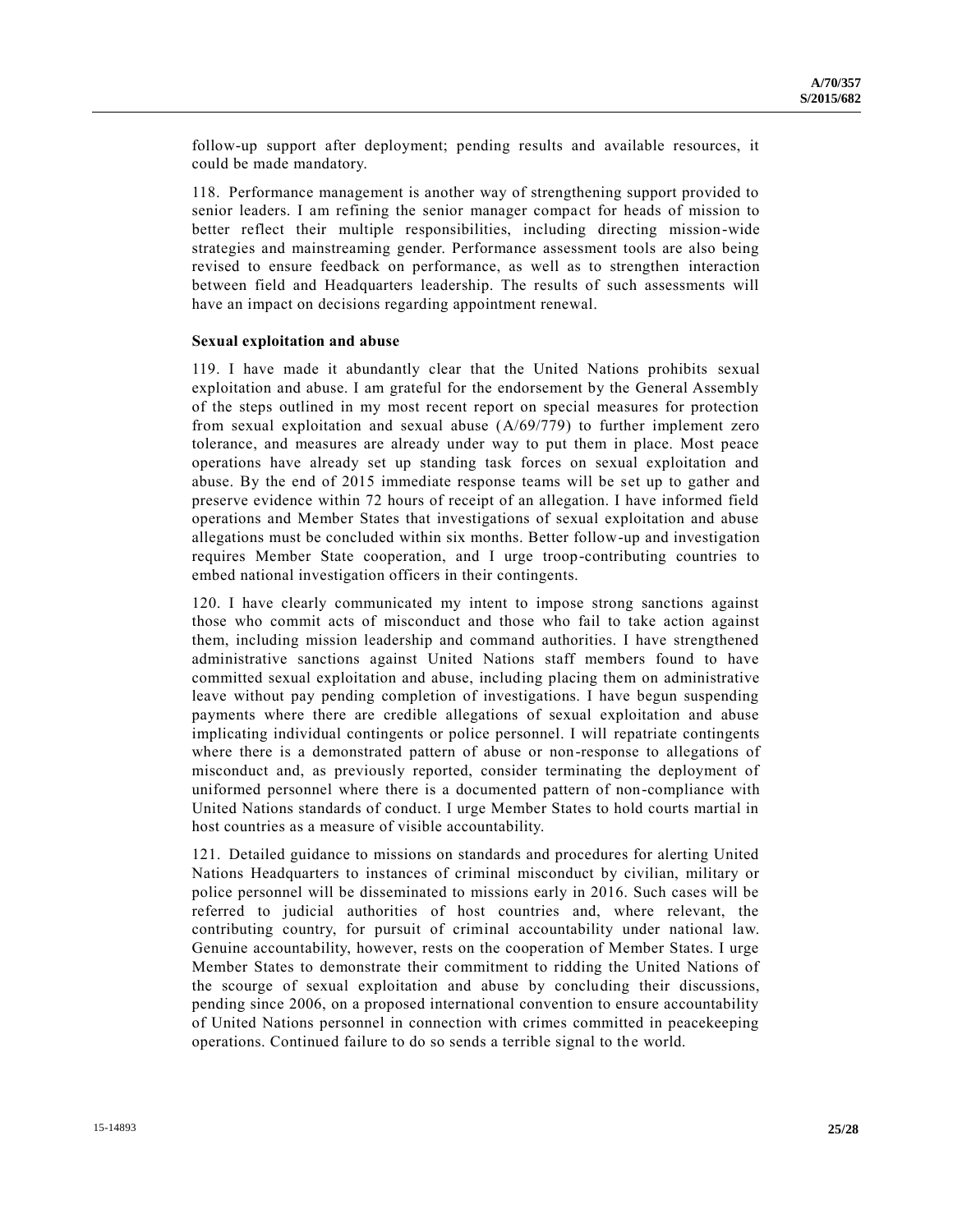follow-up support after deployment; pending results and available resources, it could be made mandatory.

118. Performance management is another way of strengthening support provided to senior leaders. I am refining the senior manager compact for heads of mission to better reflect their multiple responsibilities, including directing mission-wide strategies and mainstreaming gender. Performance assessment tools are also being revised to ensure feedback on performance, as well as to strengthen interaction between field and Headquarters leadership. The results of such assessments will have an impact on decisions regarding appointment renewal.

**Sexual exploitation and abuse**

119. I have made it abundantly clear that the United Nations prohibits sexual exploitation and abuse. I am grateful for the endorsement by the General Assembly of the steps outlined in my most recent report on special measures for protection from sexual exploitation and sexual abuse (A/69/779) to further implement zero tolerance, and measures are already under way to put them in place. Most peace operations have already set up standing task forces on sexual exploitation and abuse. By the end of 2015 immediate response teams will be set up to gather and preserve evidence within 72 hours of receipt of an allegation. I have informed field operations and Member States that investigations of sexual exploitation and abuse allegations must be concluded within six months. Better follow-up and investigation requires Member State cooperation, and I urge troop-contributing countries to embed national investigation officers in their contingents.

120. I have clearly communicated my intent to impose strong sanctions against those who commit acts of misconduct and those who fail to take action against them, including mission leadership and command authorities. I have strengthened administrative sanctions against United Nations staff members found to have committed sexual exploitation and abuse, including placing them on administrative leave without pay pending completion of investigations. I have begun suspending payments where there are credible allegations of sexual exploitation and abuse implicating individual contingents or police personnel. I will repatriate contingents where there is a demonstrated pattern of abuse or non-response to allegations of misconduct and, as previously reported, consider terminating the deployment of uniformed personnel where there is a documented pattern of non-compliance with United Nations standards of conduct. I urge Member States to hold courts martial in host countries as a measure of visible accountability.

121. Detailed guidance to missions on standards and procedures for alerting United Nations Headquarters to instances of criminal misconduct by civilian, military or police personnel will be disseminated to missions early in 2016. Such cases will be referred to judicial authorities of host countries and, where relevant, the contributing country, for pursuit of criminal accountability under national law. Genuine accountability, however, rests on the cooperation of Member States. I urge Member States to demonstrate their commitment to ridding the United Nations of the scourge of sexual exploitation and abuse by concluding their discussions, pending since 2006, on a proposed international convention to ensure accountability of United Nations personnel in connection with crimes committed in peacekeeping operations. Continued failure to do so sends a terrible signal to the world.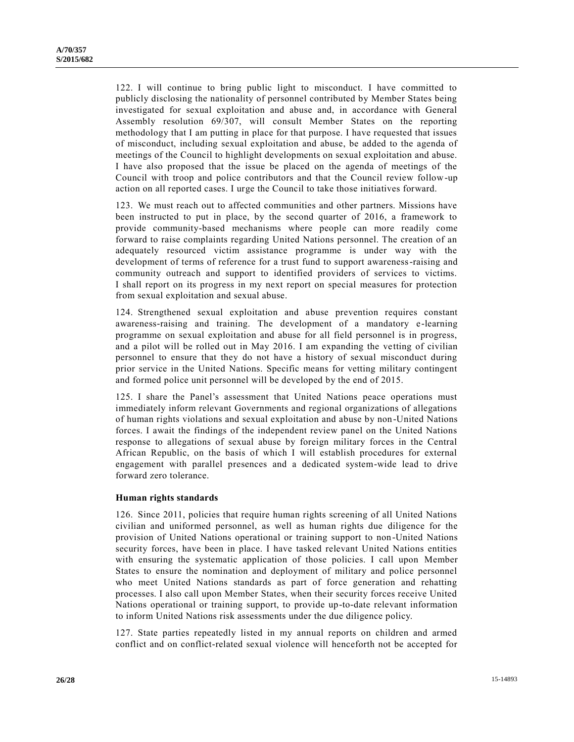122. I will continue to bring public light to misconduct. I have committed to publicly disclosing the nationality of personnel contributed by Member States being investigated for sexual exploitation and abuse and, in accordance with General Assembly resolution 69/307, will consult Member States on the reporting methodology that I am putting in place for that purpose. I have requested that issues of misconduct, including sexual exploitation and abuse, be added to the agenda of meetings of the Council to highlight developments on sexual exploitation and abuse. I have also proposed that the issue be placed on the agenda of meetings of the Council with troop and police contributors and that the Council review follow-up action on all reported cases. I urge the Council to take those initiatives forward.

123. We must reach out to affected communities and other partners. Missions have been instructed to put in place, by the second quarter of 2016, a framework to provide community-based mechanisms where people can more readily come forward to raise complaints regarding United Nations personnel. The creation of an adequately resourced victim assistance programme is under way with the development of terms of reference for a trust fund to support awareness-raising and community outreach and support to identified providers of services to victims. I shall report on its progress in my next report on special measures for protection from sexual exploitation and sexual abuse.

124. Strengthened sexual exploitation and abuse prevention requires constant awareness-raising and training. The development of a mandatory e-learning programme on sexual exploitation and abuse for all field personnel is in progress, and a pilot will be rolled out in May 2016. I am expanding the vetting of civilian personnel to ensure that they do not have a history of sexual misconduct during prior service in the United Nations. Specific means for vetting military contingent and formed police unit personnel will be developed by the end of 2015.

125. I share the Panel's assessment that United Nations peace operations must immediately inform relevant Governments and regional organizations of allegations of human rights violations and sexual exploitation and abuse by non-United Nations forces. I await the findings of the independent review panel on the United Nations response to allegations of sexual abuse by foreign military forces in the Central African Republic, on the basis of which I will establish procedures for external engagement with parallel presences and a dedicated system-wide lead to drive forward zero tolerance.

### Human rights standards

126. Since 2011, policies that require human rights screening of all United Nations civilian and uniformed personnel, as well as human rights due diligence for the provision of United Nations operational or training support to non-United Nations security forces, have been in place. I have tasked relevant United Nations entities with ensuring the systematic application of those policies. I call upon Member States to ensure the nomination and deployment of military and police personnel who meet United Nations standards as part of force generation and rehatting processes. I also call upon Member States, when their security forces receive United Nations operational or training support, to provide up-to-date relevant information to inform United Nations risk assessments under the due diligence policy.

127. State parties repeatedly listed in my annual reports on children and armed conflict and on conflict-related sexual violence will henceforth not be accepted for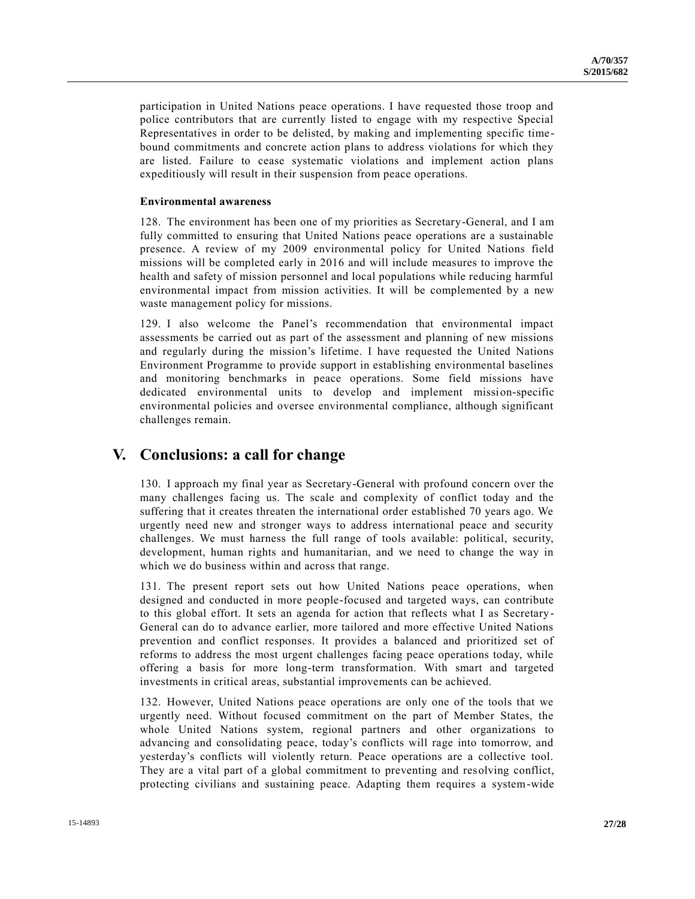participation in United Nations peace operations. I have requested those troop and police contributors that are currently listed to engage with my respective Special Representatives in order to be delisted, by making and implementing specific time-bound commitments and concrete action plans to address violations for which they are listed. Failure to cease systematic violations and implement action plans expeditiously will result in their suspension from peace operations.

**Environmental awareness**

128. The environment has been one of my priorities as Secretary-General, and I am fully committed to ensuring that United Nations peace operations are a sustainable presence. A review of my 2009 environmental policy for United Nations field missions will be completed early in 2016 and will include measures to improve the health and safety of mission personnel and local populations while reducing harmful environmental impact from mission activities. It will be complemented by a new waste management policy for missions.

129. I also welcome the Panel's recommendation that environmental impact assessments be carried out as part of the assessment and planning of new missions and regularly during the mission's lifetime. I have requested the United Nations Environment Programme to provide support in establishing environmental baselines and monitoring benchmarks in peace operations. Some field missions have dedicated environmental units to develop and implement mission-specific environmental policies and oversee environmental compliance, although significant challenges remain.

## V. Conclusions: a call for change

130. I approach my final year as Secretary-General with profound concern over the many challenges facing us. The scale and complexity of conflict today and the suffering that it creates threaten the international order established 70 years ago. We urgently need new and stronger ways to address international peace and security challenges. We must harness the full range of tools available: political, security, development, human rights and humanitarian, and we need to change the way in which we do business within and across that range.

131. The present report sets out how United Nations peace operations, when designed and conducted in more people-focused and targeted ways, can contribute to this global effort. It sets an agenda for action that reflects what I as Secretary-General can do to advance earlier, more tailored and more effective United Nations prevention and conflict responses. It provides a balanced and prioritized set of reforms to address the most urgent challenges facing peace operations today, while offering a basis for more long-term transformation. With smart and targeted investments in critical areas, substantial improvements can be achieved.

132. However, United Nations peace operations are only one of the tools that we urgently need. Without focused commitment on the part of Member States, the whole United Nations system, regional partners and other organizations to advancing and consolidating peace, today's conflicts will rage into tomorrow, and yesterday's conflicts will violently return. Peace operations are a collective tool. They are a vital part of a global commitment to preventing and resolving conflict, protecting civilians and sustaining peace. Adapting them requires a system-wide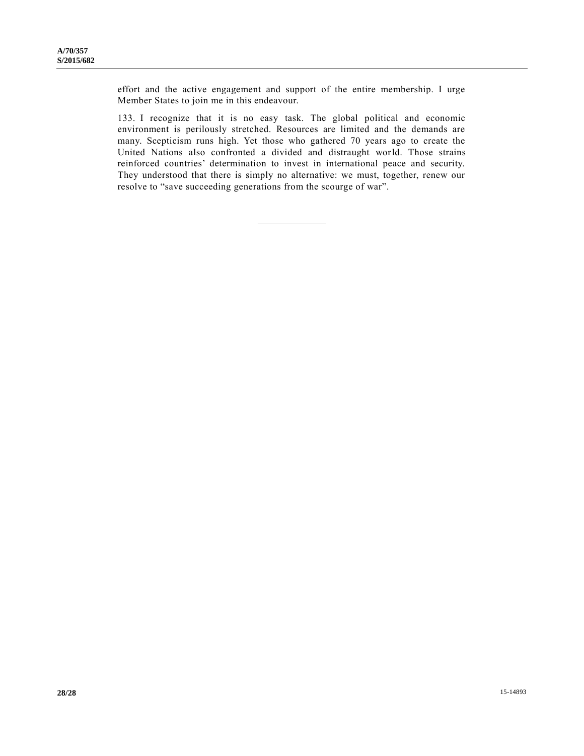effort and the active engagement and support of the entire membership. I urge Member States to join me in this endeavour.

133. I recognize that it is no easy task. The global political and economic environment is perilously stretched. Resources are limited and the demands are many. Scepticism runs high. Yet those who gathered 70 years ago to create the United Nations also confronted a divided and distraught world. Those strains reinforced countries' determination to invest in international peace and security. They understood that there is simply no alternative: we must, together, renew our resolve to "save succeeding generations from the scourge of war".